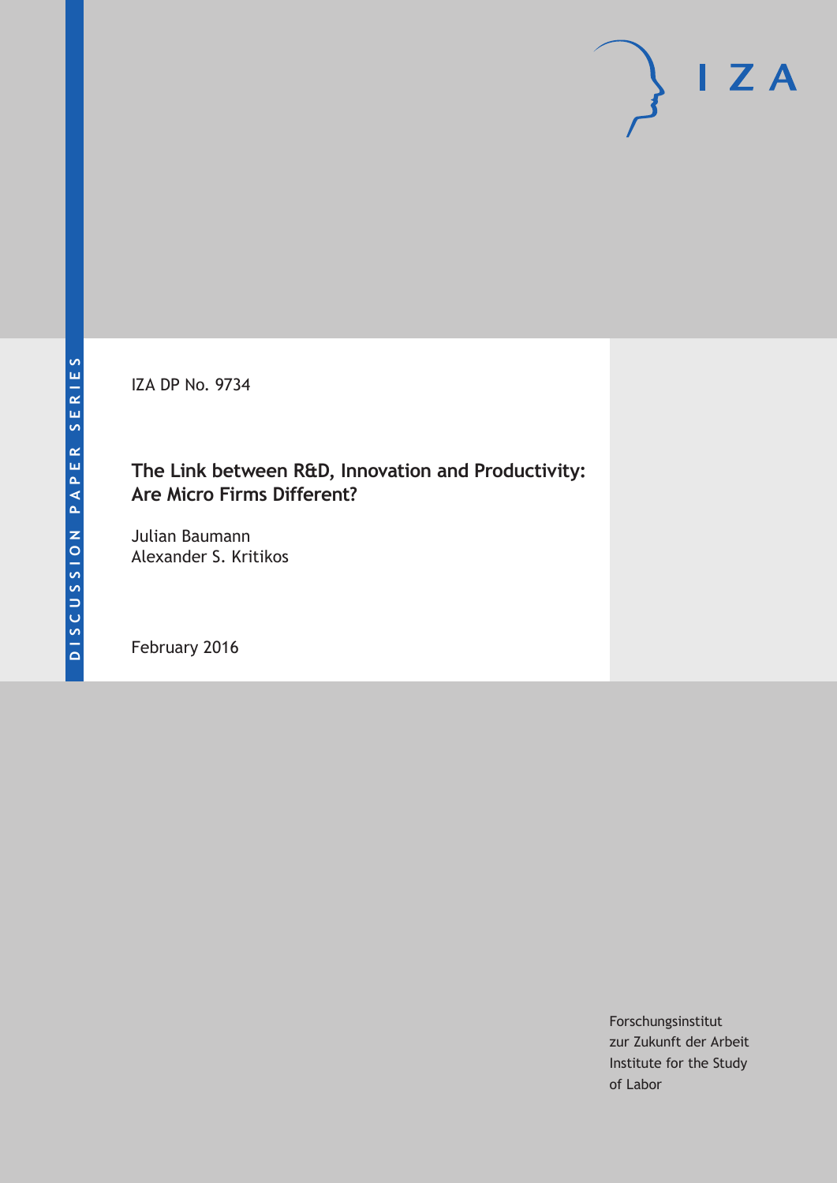IZA DP No. 9734

# The Link between R&D, Innovation and Productivity: Are Micro Firms Different?

Julian Baumann
Alexander S. Kritikos

February 2016

DISCUSSION PAPER SERIES

Forschungsinstitut
zur Zukunft der Arbeit
Institute for the Study
of Labor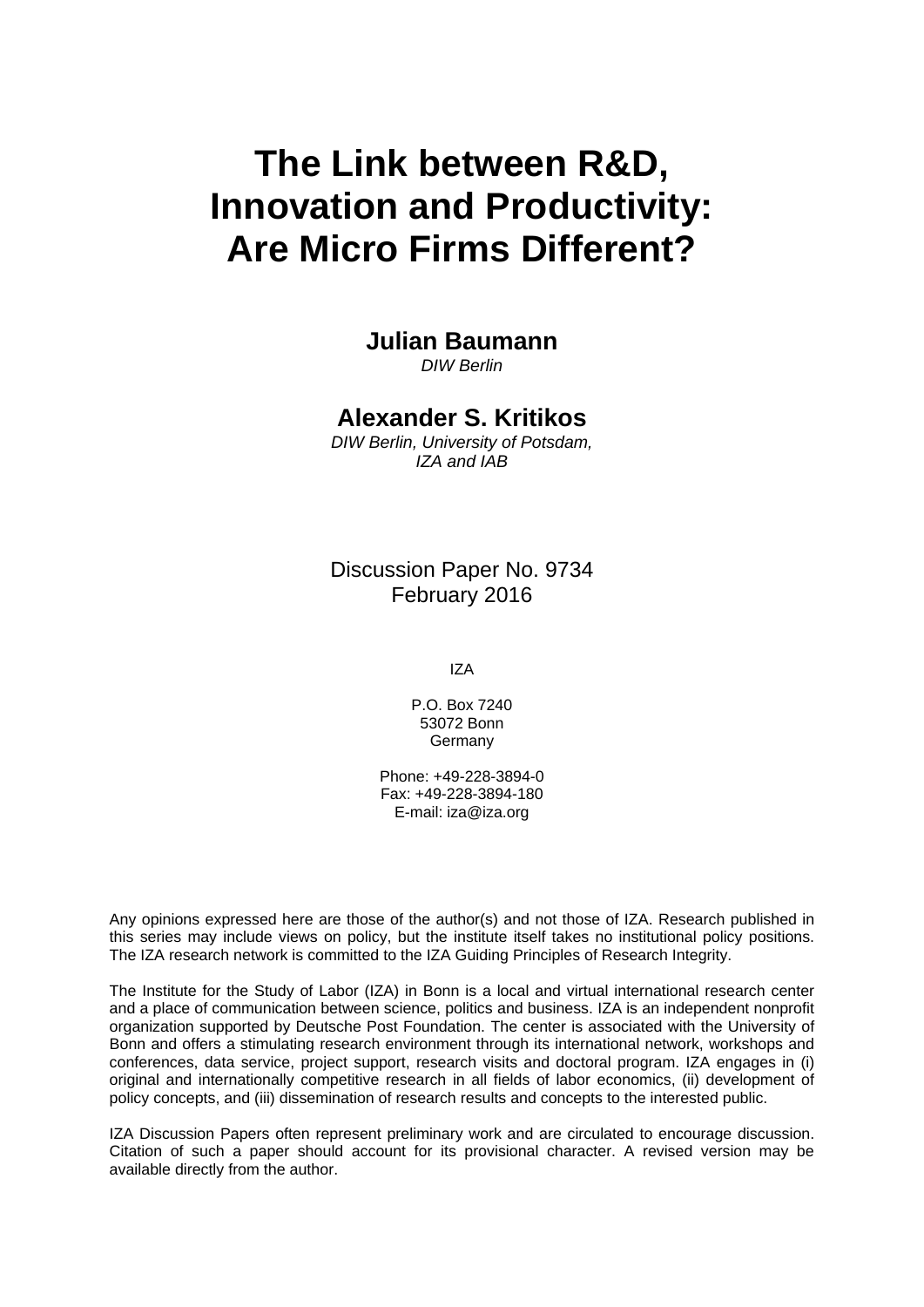# The Link between R&D, Innovation and Productivity: Are Micro Firms Different?

**Julian Baumann**
*DIW Berlin*

**Alexander S. Kritikos**
*DIW Berlin, University of Potsdam, IZA and IAB*

Discussion Paper No. 9734
February 2016

IZA

P.O. Box 7240
53072 Bonn
Germany

Phone: +49-228-3894-0
Fax: +49-228-3894-180
E-mail: iza@iza.org

Any opinions expressed here are those of the author(s) and not those of IZA. Research published in this series may include views on policy, but the institute itself takes no institutional policy positions. The IZA research network is committed to the IZA Guiding Principles of Research Integrity.

The Institute for the Study of Labor (IZA) in Bonn is a local and virtual international research center and a place of communication between science, politics and business. IZA is an independent nonprofit organization supported by Deutsche Post Foundation. The center is associated with the University of Bonn and offers a stimulating research environment through its international network, workshops and conferences, data service, project support, research visits and doctoral program. IZA engages in (i) original and internationally competitive research in all fields of labor economics, (ii) development of policy concepts, and (iii) dissemination of research results and concepts to the interested public.

IZA Discussion Papers often represent preliminary work and are circulated to encourage discussion. Citation of such a paper should account for its provisional character. A revised version may be available directly from the author.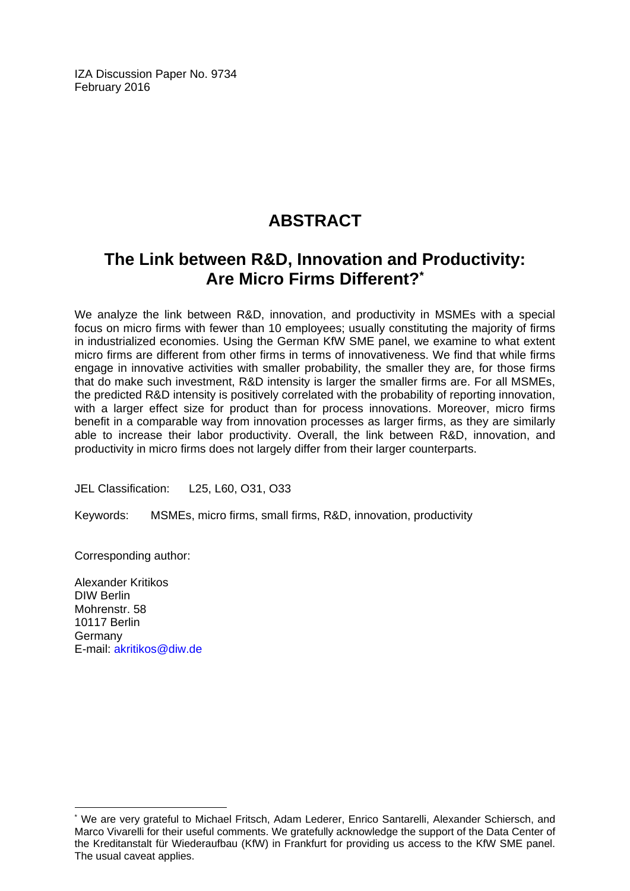IZA Discussion Paper No. 9734
February 2016

# ABSTRACT

## The Link between R&D, Innovation and Productivity: Are Micro Firms Different?*

We analyze the link between R&D, innovation, and productivity in MSMEs with a special focus on micro firms with fewer than 10 employees; usually constituting the majority of firms in industrialized economies. Using the German KfW SME panel, we examine to what extent micro firms are different from other firms in terms of innovativeness. We find that while firms engage in innovative activities with smaller probability, the smaller they are, for those firms that do make such investment, R&D intensity is larger the smaller firms are. For all MSMEs, the predicted R&D intensity is positively correlated with the probability of reporting innovation, with a larger effect size for product than for process innovations. Moreover, micro firms benefit in a comparable way from innovation processes as larger firms, as they are similarly able to increase their labor productivity. Overall, the link between R&D, innovation, and productivity in micro firms does not largely differ from their larger counterparts.

JEL Classification: L25, L60, O31, O33

Keywords: MSMEs, micro firms, small firms, R&D, innovation, productivity

Corresponding author:

Alexander Kritikos
DIW Berlin
Mohrenstr. 58
10117 Berlin
Germany
E-mail: akritikos@diw.de

---

* We are very grateful to Michael Fritsch, Adam Lederer, Enrico Santarelli, Alexander Schiersch, and Marco Vivarelli for their useful comments. We gratefully acknowledge the support of the Data Center of the Kreditanstalt für Wiederaufbau (KfW) in Frankfurt for providing us access to the KfW SME panel. The usual caveat applies.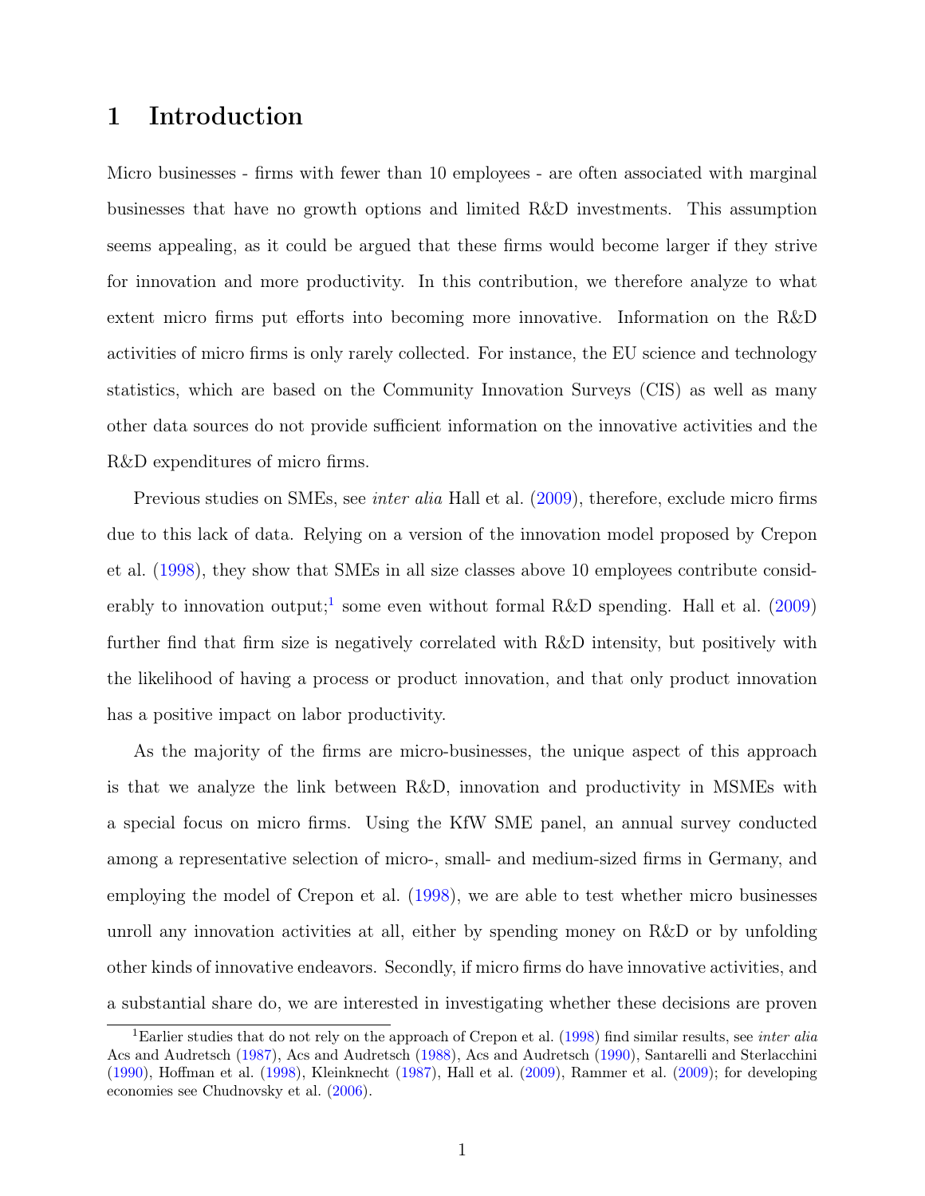# 1 Introduction

Micro businesses - firms with fewer than 10 employees - are often associated with marginal businesses that have no growth options and limited R&D investments. This assumption seems appealing, as it could be argued that these firms would become larger if they strive for innovation and more productivity. In this contribution, we therefore analyze to what extent micro firms put efforts into becoming more innovative. Information on the R&D activities of micro firms is only rarely collected. For instance, the EU science and technology statistics, which are based on the Community Innovation Surveys (CIS) as well as many other data sources do not provide sufficient information on the innovative activities and the R&D expenditures of micro firms.

Previous studies on SMEs, see *inter alia* Hall et al. (2009), therefore, exclude micro firms due to this lack of data. Relying on a version of the innovation model proposed by Crepon et al. (1998), they show that SMEs in all size classes above 10 employees contribute considerably to innovation output;[1] some even without formal R&D spending. Hall et al. (2009) further find that firm size is negatively correlated with R&D intensity, but positively with the likelihood of having a process or product innovation, and that only product innovation has a positive impact on labor productivity.

As the majority of the firms are micro-businesses, the unique aspect of this approach is that we analyze the link between R&D, innovation and productivity in MSMEs with a special focus on micro firms. Using the KfW SME panel, an annual survey conducted among a representative selection of micro-, small- and medium-sized firms in Germany, and employing the model of Crepon et al. (1998), we are able to test whether micro businesses unroll any innovation activities at all, either by spending money on R&D or by unfolding other kinds of innovative endeavors. Secondly, if micro firms do have innovative activities, and a substantial share do, we are interested in investigating whether these decisions are proven

[1] Earlier studies that do not rely on the approach of Crepon et al. (1998) find similar results, see *inter alia* Acs and Audretsch (1987), Acs and Audretsch (1988), Acs and Audretsch (1990), Santarelli and Sterlacchini (1990), Hoffman et al. (1998), Kleinknecht (1987), Hall et al. (2009), Rammer et al. (2009); for developing economies see Chudnovsky et al. (2006).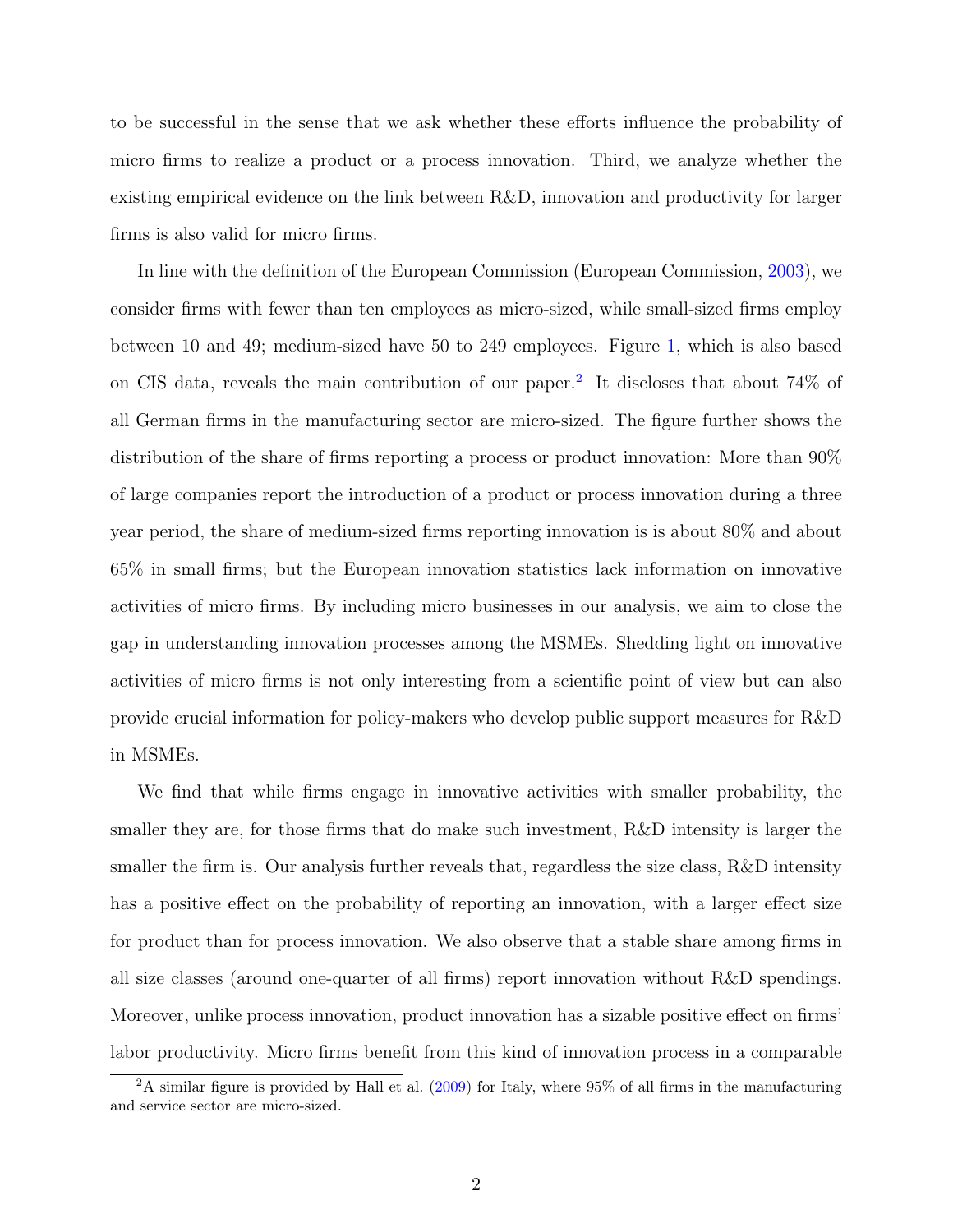to be successful in the sense that we ask whether these efforts influence the probability of micro firms to realize a product or a process innovation. Third, we analyze whether the existing empirical evidence on the link between R&D, innovation and productivity for larger firms is also valid for micro firms.

In line with the definition of the European Commission (European Commission, 2003), we consider firms with fewer than ten employees as micro-sized, while small-sized firms employ between 10 and 49; medium-sized have 50 to 249 employees. Figure 1, which is also based on CIS data, reveals the main contribution of our paper.[2] It discloses that about 74% of all German firms in the manufacturing sector are micro-sized. The figure further shows the distribution of the share of firms reporting a process or product innovation: More than 90% of large companies report the introduction of a product or process innovation during a three year period, the share of medium-sized firms reporting innovation is is about 80% and about 65% in small firms; but the European innovation statistics lack information on innovative activities of micro firms. By including micro businesses in our analysis, we aim to close the gap in understanding innovation processes among the MSMEs. Shedding light on innovative activities of micro firms is not only interesting from a scientific point of view but can also provide crucial information for policy-makers who develop public support measures for R&D in MSMEs.

We find that while firms engage in innovative activities with smaller probability, the smaller they are, for those firms that do make such investment, R&D intensity is larger the smaller the firm is. Our analysis further reveals that, regardless the size class, R&D intensity has a positive effect on the probability of reporting an innovation, with a larger effect size for product than for process innovation. We also observe that a stable share among firms in all size classes (around one-quarter of all firms) report innovation without R&D spendings. Moreover, unlike process innovation, product innovation has a sizable positive effect on firms' labor productivity. Micro firms benefit from this kind of innovation process in a comparable

[2] A similar figure is provided by Hall et al. (2009) for Italy, where 95% of all firms in the manufacturing and service sector are micro-sized.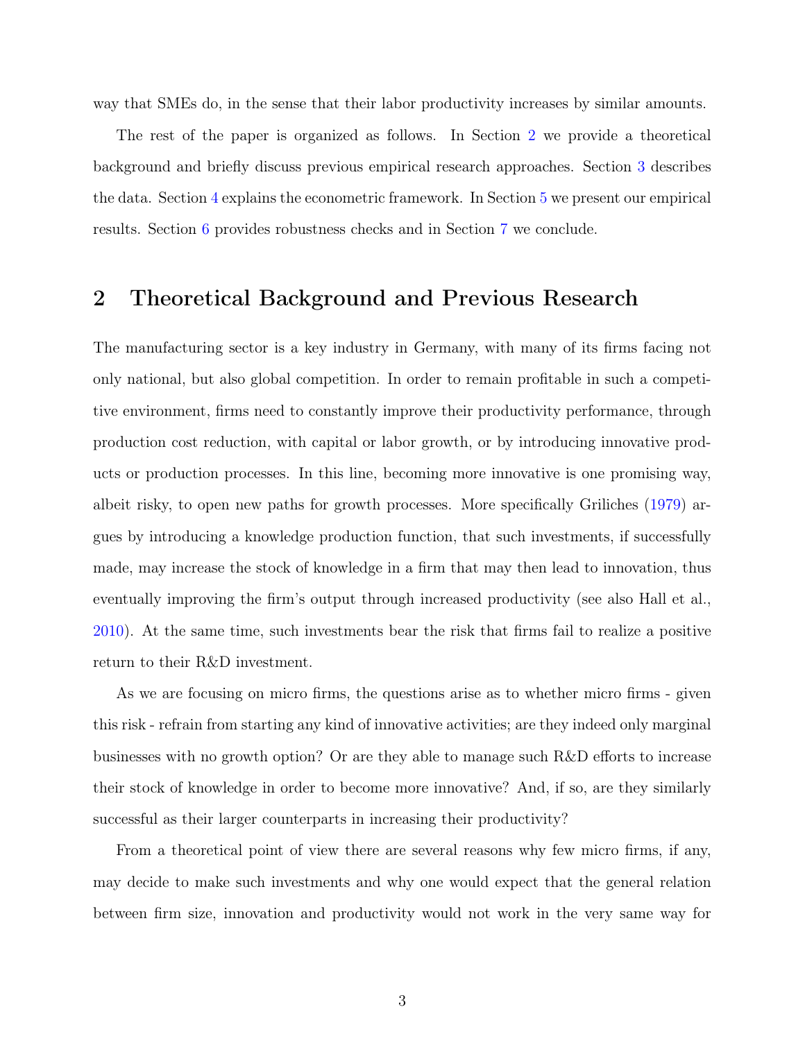way that SMEs do, in the sense that their labor productivity increases by similar amounts.

The rest of the paper is organized as follows. In Section 2 we provide a theoretical background and briefly discuss previous empirical research approaches. Section 3 describes the data. Section 4 explains the econometric framework. In Section 5 we present our empirical results. Section 6 provides robustness checks and in Section 7 we conclude.

## 2 Theoretical Background and Previous Research

The manufacturing sector is a key industry in Germany, with many of its firms facing not only national, but also global competition. In order to remain profitable in such a competitive environment, firms need to constantly improve their productivity performance, through production cost reduction, with capital or labor growth, or by introducing innovative products or production processes. In this line, becoming more innovative is one promising way, albeit risky, to open new paths for growth processes. More specifically Griliches (1979) argues by introducing a knowledge production function, that such investments, if successfully made, may increase the stock of knowledge in a firm that may then lead to innovation, thus eventually improving the firm's output through increased productivity (see also Hall et al., 2010). At the same time, such investments bear the risk that firms fail to realize a positive return to their R&D investment.

As we are focusing on micro firms, the questions arise as to whether micro firms - given this risk - refrain from starting any kind of innovative activities; are they indeed only marginal businesses with no growth option? Or are they able to manage such R&D efforts to increase their stock of knowledge in order to become more innovative? And, if so, are they similarly successful as their larger counterparts in increasing their productivity?

From a theoretical point of view there are several reasons why few micro firms, if any, may decide to make such investments and why one would expect that the general relation between firm size, innovation and productivity would not work in the very same way for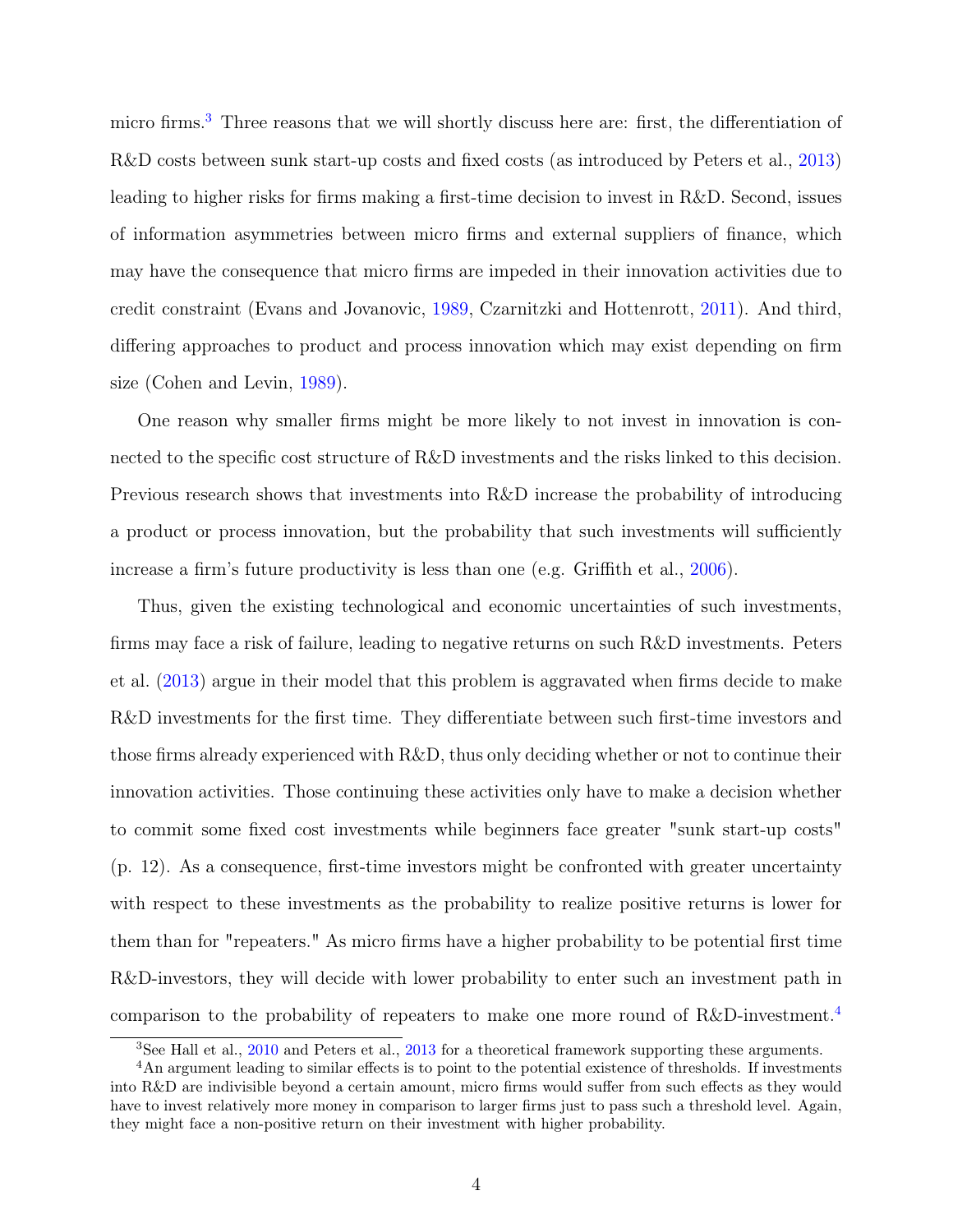micro firms.[3] Three reasons that we will shortly discuss here are: first, the differentiation of R&D costs between sunk start-up costs and fixed costs (as introduced by Peters et al., 2013) leading to higher risks for firms making a first-time decision to invest in R&D. Second, issues of information asymmetries between micro firms and external suppliers of finance, which may have the consequence that micro firms are impeded in their innovation activities due to credit constraint (Evans and Jovanovic, 1989, Czarnitzki and Hottenrott, 2011). And third, differing approaches to product and process innovation which may exist depending on firm size (Cohen and Levin, 1989).

One reason why smaller firms might be more likely to not invest in innovation is connected to the specific cost structure of R&D investments and the risks linked to this decision. Previous research shows that investments into R&D increase the probability of introducing a product or process innovation, but the probability that such investments will sufficiently increase a firm's future productivity is less than one (e.g. Griffith et al., 2006).

Thus, given the existing technological and economic uncertainties of such investments, firms may face a risk of failure, leading to negative returns on such R&D investments. Peters et al. (2013) argue in their model that this problem is aggravated when firms decide to make R&D investments for the first time. They differentiate between such first-time investors and those firms already experienced with R&D, thus only deciding whether or not to continue their innovation activities. Those continuing these activities only have to make a decision whether to commit some fixed cost investments while beginners face greater "sunk start-up costs" (p. 12). As a consequence, first-time investors might be confronted with greater uncertainty with respect to these investments as the probability to realize positive returns is lower for them than for "repeaters." As micro firms have a higher probability to be potential first time R&D-investors, they will decide with lower probability to enter such an investment path in comparison to the probability of repeaters to make one more round of R&D-investment.[4]

[3] See Hall et al., 2010 and Peters et al., 2013 for a theoretical framework supporting these arguments.

[4] An argument leading to similar effects is to point to the potential existence of thresholds. If investments into R&D are indivisible beyond a certain amount, micro firms would suffer from such effects as they would have to invest relatively more money in comparison to larger firms just to pass such a threshold level. Again, they might face a non-positive return on their investment with higher probability.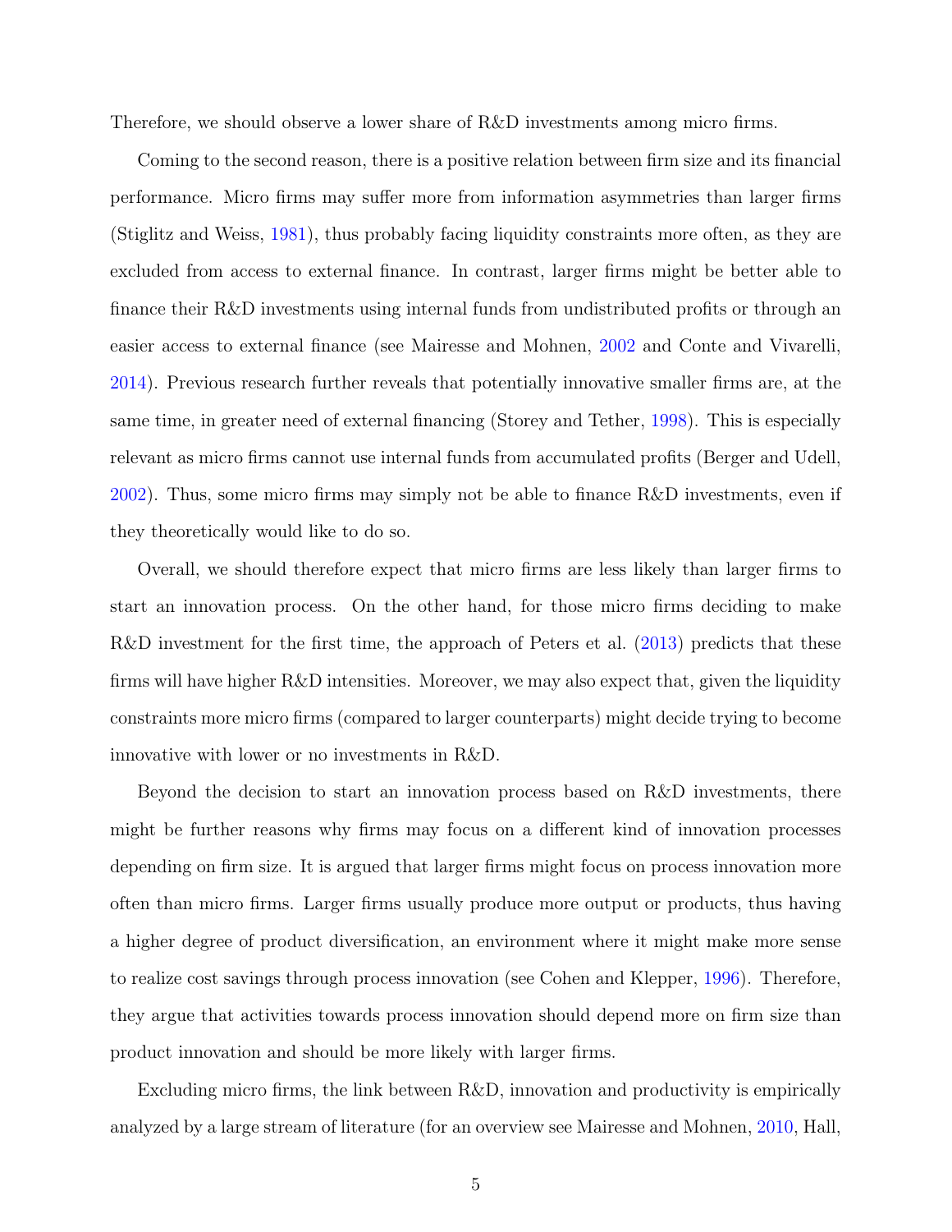Therefore, we should observe a lower share of R&D investments among micro firms.

Coming to the second reason, there is a positive relation between firm size and its financial performance. Micro firms may suffer more from information asymmetries than larger firms (Stiglitz and Weiss, 1981), thus probably facing liquidity constraints more often, as they are excluded from access to external finance. In contrast, larger firms might be better able to finance their R&D investments using internal funds from undistributed profits or through an easier access to external finance (see Mairesse and Mohnen, 2002 and Conte and Vivarelli, 2014). Previous research further reveals that potentially innovative smaller firms are, at the same time, in greater need of external financing (Storey and Tether, 1998). This is especially relevant as micro firms cannot use internal funds from accumulated profits (Berger and Udell, 2002). Thus, some micro firms may simply not be able to finance R&D investments, even if they theoretically would like to do so.

Overall, we should therefore expect that micro firms are less likely than larger firms to start an innovation process. On the other hand, for those micro firms deciding to make R&D investment for the first time, the approach of Peters et al. (2013) predicts that these firms will have higher R&D intensities. Moreover, we may also expect that, given the liquidity constraints more micro firms (compared to larger counterparts) might decide trying to become innovative with lower or no investments in R&D.

Beyond the decision to start an innovation process based on R&D investments, there might be further reasons why firms may focus on a different kind of innovation processes depending on firm size. It is argued that larger firms might focus on process innovation more often than micro firms. Larger firms usually produce more output or products, thus having a higher degree of product diversification, an environment where it might make more sense to realize cost savings through process innovation (see Cohen and Klepper, 1996). Therefore, they argue that activities towards process innovation should depend more on firm size than product innovation and should be more likely with larger firms.

Excluding micro firms, the link between R&D, innovation and productivity is empirically analyzed by a large stream of literature (for an overview see Mairesse and Mohnen, 2010, Hall,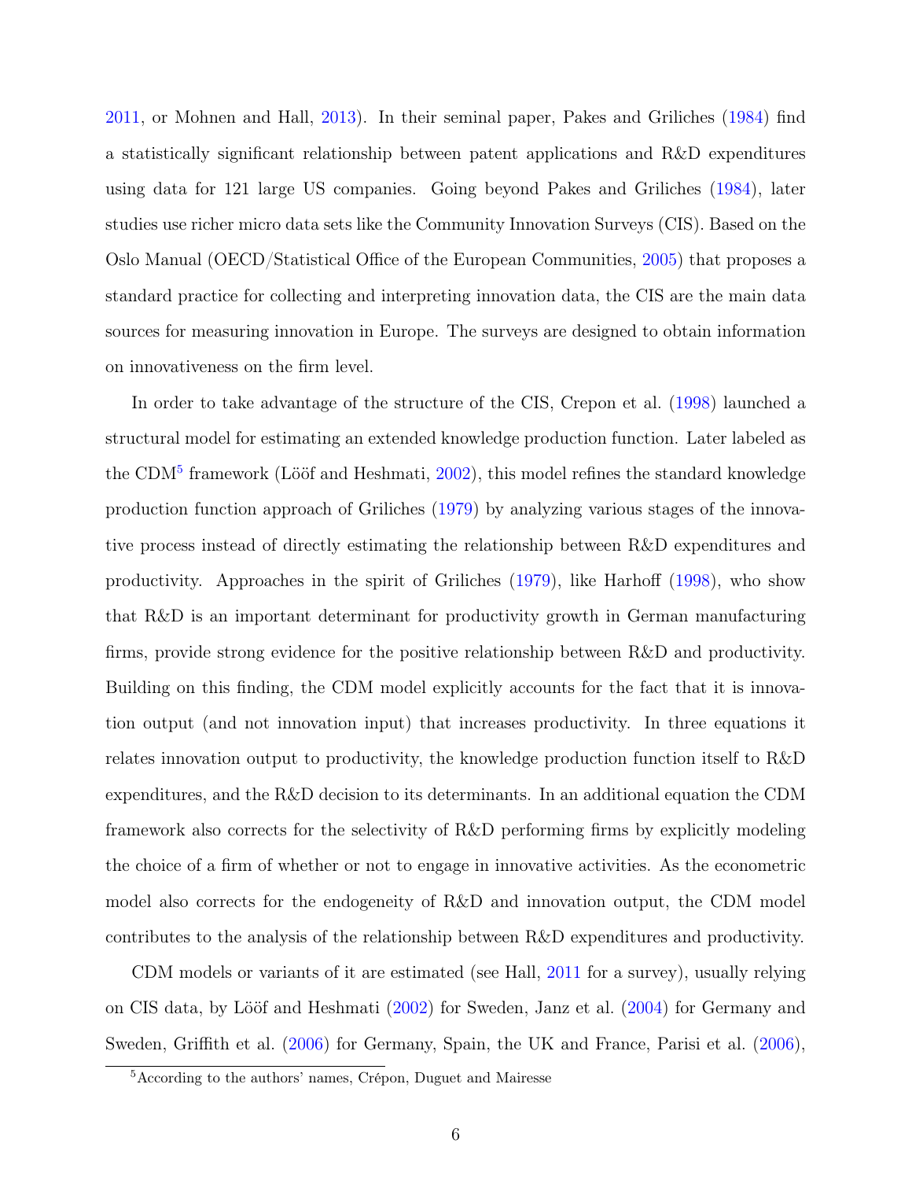2011, or Mohnen and Hall, 2013). In their seminal paper, Pakes and Griliches (1984) find a statistically significant relationship between patent applications and R&D expenditures using data for 121 large US companies. Going beyond Pakes and Griliches (1984), later studies use richer micro data sets like the Community Innovation Surveys (CIS). Based on the Oslo Manual (OECD/Statistical Office of the European Communities, 2005) that proposes a standard practice for collecting and interpreting innovation data, the CIS are the main data sources for measuring innovation in Europe. The surveys are designed to obtain information on innovativeness on the firm level.

In order to take advantage of the structure of the CIS, Crepon et al. (1998) launched a structural model for estimating an extended knowledge production function. Later labeled as the CDM[5] framework (Lööf and Heshmati, 2002), this model refines the standard knowledge production function approach of Griliches (1979) by analyzing various stages of the innovative process instead of directly estimating the relationship between R&D expenditures and productivity. Approaches in the spirit of Griliches (1979), like Harhoff (1998), who show that R&D is an important determinant for productivity growth in German manufacturing firms, provide strong evidence for the positive relationship between R&D and productivity. Building on this finding, the CDM model explicitly accounts for the fact that it is innovation output (and not innovation input) that increases productivity. In three equations it relates innovation output to productivity, the knowledge production function itself to R&D expenditures, and the R&D decision to its determinants. In an additional equation the CDM framework also corrects for the selectivity of R&D performing firms by explicitly modeling the choice of a firm of whether or not to engage in innovative activities. As the econometric model also corrects for the endogeneity of R&D and innovation output, the CDM model contributes to the analysis of the relationship between R&D expenditures and productivity.

CDM models or variants of it are estimated (see Hall, 2011 for a survey), usually relying on CIS data, by Lööf and Heshmati (2002) for Sweden, Janz et al. (2004) for Germany and Sweden, Griffith et al. (2006) for Germany, Spain, the UK and France, Parisi et al. (2006),

[5] According to the authors' names, Crépon, Duguet and Mairesse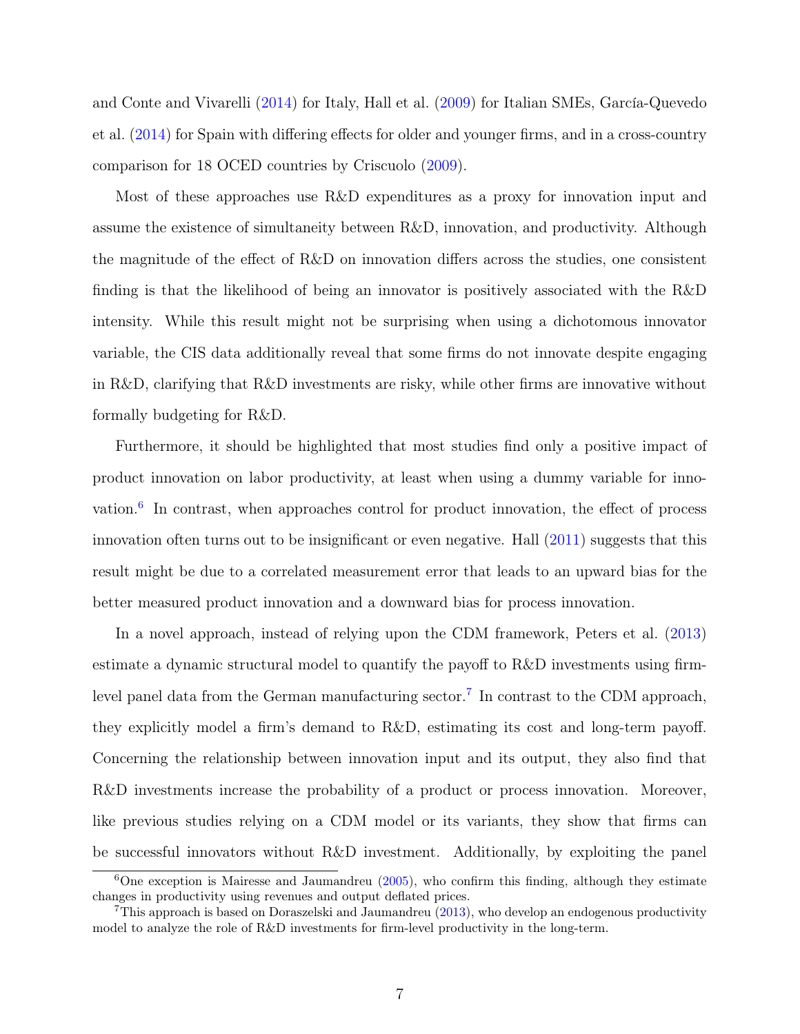and Conte and Vivarelli (2014) for Italy, Hall et al. (2009) for Italian SMEs, García-Quevedo et al. (2014) for Spain with differing effects for older and younger firms, and in a cross-country comparison for 18 OCED countries by Criscuolo (2009).

Most of these approaches use R&D expenditures as a proxy for innovation input and assume the existence of simultaneity between R&D, innovation, and productivity. Although the magnitude of the effect of R&D on innovation differs across the studies, one consistent finding is that the likelihood of being an innovator is positively associated with the R&D intensity. While this result might not be surprising when using a dichotomous innovator variable, the CIS data additionally reveal that some firms do not innovate despite engaging in R&D, clarifying that R&D investments are risky, while other firms are innovative without formally budgeting for R&D.

Furthermore, it should be highlighted that most studies find only a positive impact of product innovation on labor productivity, at least when using a dummy variable for innovation.[6] In contrast, when approaches control for product innovation, the effect of process innovation often turns out to be insignificant or even negative. Hall (2011) suggests that this result might be due to a correlated measurement error that leads to an upward bias for the better measured product innovation and a downward bias for process innovation.

In a novel approach, instead of relying upon the CDM framework, Peters et al. (2013) estimate a dynamic structural model to quantify the payoff to R&D investments using firm-level panel data from the German manufacturing sector.[7] In contrast to the CDM approach, they explicitly model a firm's demand to R&D, estimating its cost and long-term payoff. Concerning the relationship between innovation input and its output, they also find that R&D investments increase the probability of a product or process innovation. Moreover, like previous studies relying on a CDM model or its variants, they show that firms can be successful innovators without R&D investment. Additionally, by exploiting the panel

[6] One exception is Mairesse and Jaumandreu (2005), who confirm this finding, although they estimate changes in productivity using revenues and output deflated prices.

[7] This approach is based on Doraszelski and Jaumandreu (2013), who develop an endogenous productivity model to analyze the role of R&D investments for firm-level productivity in the long-term.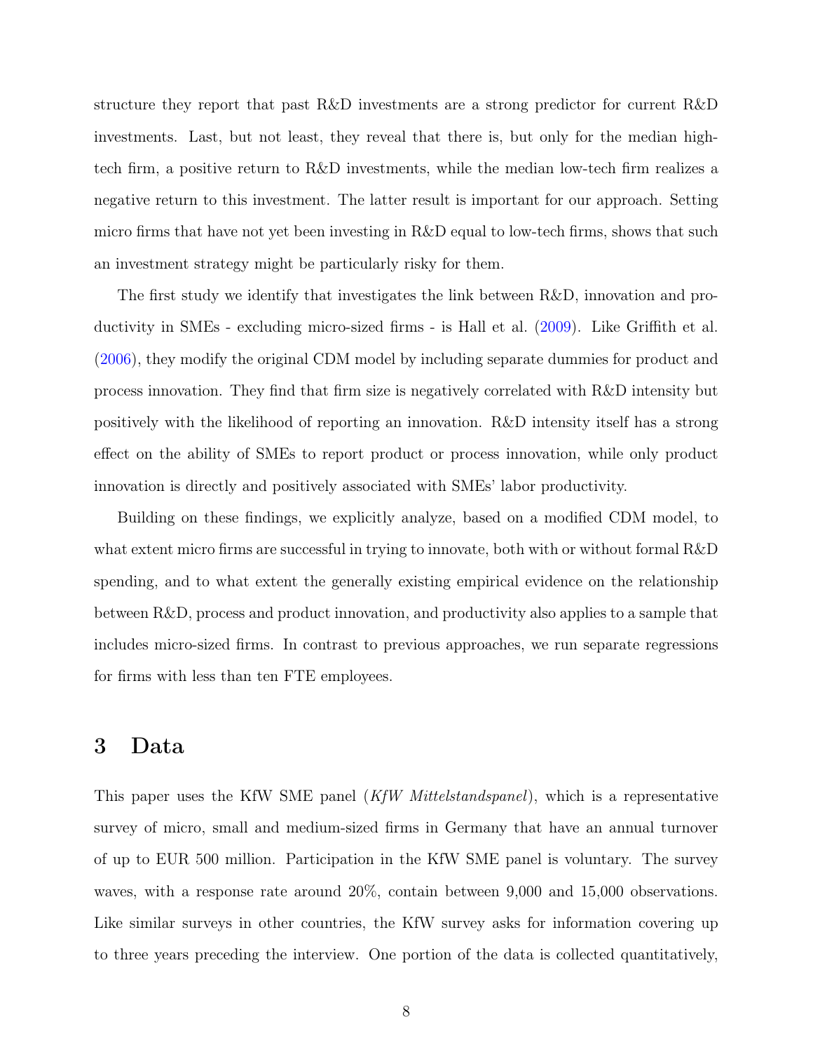structure they report that past R&D investments are a strong predictor for current R&D investments. Last, but not least, they reveal that there is, but only for the median high-tech firm, a positive return to R&D investments, while the median low-tech firm realizes a negative return to this investment. The latter result is important for our approach. Setting micro firms that have not yet been investing in R&D equal to low-tech firms, shows that such an investment strategy might be particularly risky for them.

The first study we identify that investigates the link between R&D, innovation and productivity in SMEs - excluding micro-sized firms - is Hall et al. (2009). Like Griffith et al. (2006), they modify the original CDM model by including separate dummies for product and process innovation. They find that firm size is negatively correlated with R&D intensity but positively with the likelihood of reporting an innovation. R&D intensity itself has a strong effect on the ability of SMEs to report product or process innovation, while only product innovation is directly and positively associated with SMEs' labor productivity.

Building on these findings, we explicitly analyze, based on a modified CDM model, to what extent micro firms are successful in trying to innovate, both with or without formal R&D spending, and to what extent the generally existing empirical evidence on the relationship between R&D, process and product innovation, and productivity also applies to a sample that includes micro-sized firms. In contrast to previous approaches, we run separate regressions for firms with less than ten FTE employees.

# 3 Data

This paper uses the KfW SME panel (*KfW Mittelstandspanel*), which is a representative survey of micro, small and medium-sized firms in Germany that have an annual turnover of up to EUR 500 million. Participation in the KfW SME panel is voluntary. The survey waves, with a response rate around 20%, contain between 9,000 and 15,000 observations. Like similar surveys in other countries, the KfW survey asks for information covering up to three years preceding the interview. One portion of the data is collected quantitatively,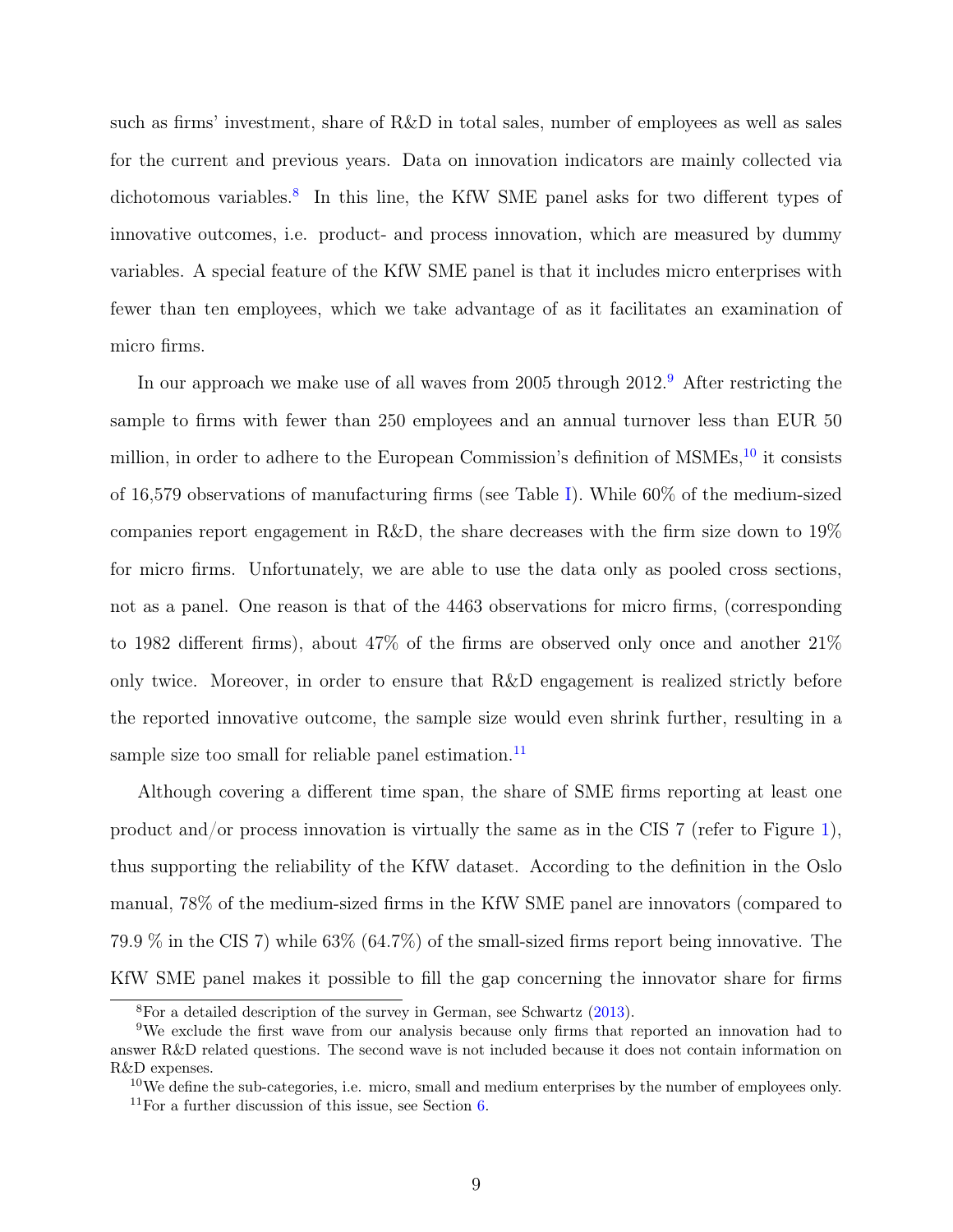such as firms' investment, share of R&D in total sales, number of employees as well as sales for the current and previous years. Data on innovation indicators are mainly collected via dichotomous variables.[8] In this line, the KfW SME panel asks for two different types of innovative outcomes, i.e. product- and process innovation, which are measured by dummy variables. A special feature of the KfW SME panel is that it includes micro enterprises with fewer than ten employees, which we take advantage of as it facilitates an examination of micro firms.

In our approach we make use of all waves from 2005 through 2012.[9] After restricting the sample to firms with fewer than 250 employees and an annual turnover less than EUR 50 million, in order to adhere to the European Commission's definition of MSMEs,[10] it consists of 16,579 observations of manufacturing firms (see Table I). While 60% of the medium-sized companies report engagement in R&D, the share decreases with the firm size down to 19% for micro firms. Unfortunately, we are able to use the data only as pooled cross sections, not as a panel. One reason is that of the 4463 observations for micro firms, (corresponding to 1982 different firms), about 47% of the firms are observed only once and another 21% only twice. Moreover, in order to ensure that R&D engagement is realized strictly before the reported innovative outcome, the sample size would even shrink further, resulting in a sample size too small for reliable panel estimation.[11]

Although covering a different time span, the share of SME firms reporting at least one product and/or process innovation is virtually the same as in the CIS 7 (refer to Figure 1), thus supporting the reliability of the KfW dataset. According to the definition in the Oslo manual, 78% of the medium-sized firms in the KfW SME panel are innovators (compared to 79.9 % in the CIS 7) while 63% (64.7%) of the small-sized firms report being innovative. The KfW SME panel makes it possible to fill the gap concerning the innovator share for firms

[8] For a detailed description of the survey in German, see Schwartz (2013).

[9] We exclude the first wave from our analysis because only firms that reported an innovation had to answer R&D related questions. The second wave is not included because it does not contain information on R&D expenses.

[10] We define the sub-categories, i.e. micro, small and medium enterprises by the number of employees only.

[11] For a further discussion of this issue, see Section 6.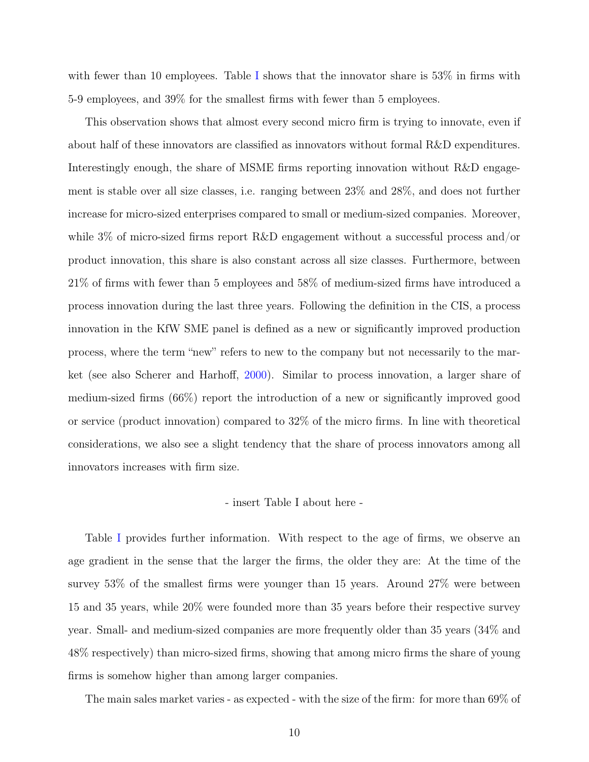with fewer than 10 employees. Table I shows that the innovator share is 53% in firms with 5-9 employees, and 39% for the smallest firms with fewer than 5 employees.

This observation shows that almost every second micro firm is trying to innovate, even if about half of these innovators are classified as innovators without formal R&D expenditures. Interestingly enough, the share of MSME firms reporting innovation without R&D engagement is stable over all size classes, i.e. ranging between 23% and 28%, and does not further increase for micro-sized enterprises compared to small or medium-sized companies. Moreover, while 3% of micro-sized firms report R&D engagement without a successful process and/or product innovation, this share is also constant across all size classes. Furthermore, between 21% of firms with fewer than 5 employees and 58% of medium-sized firms have introduced a process innovation during the last three years. Following the definition in the CIS, a process innovation in the KfW SME panel is defined as a new or significantly improved production process, where the term "new" refers to new to the company but not necessarily to the market (see also Scherer and Harhoff, 2000). Similar to process innovation, a larger share of medium-sized firms (66%) report the introduction of a new or significantly improved good or service (product innovation) compared to 32% of the micro firms. In line with theoretical considerations, we also see a slight tendency that the share of process innovators among all innovators increases with firm size.

- insert Table I about here -

Table I provides further information. With respect to the age of firms, we observe an age gradient in the sense that the larger the firms, the older they are: At the time of the survey 53% of the smallest firms were younger than 15 years. Around 27% were between 15 and 35 years, while 20% were founded more than 35 years before their respective survey year. Small- and medium-sized companies are more frequently older than 35 years (34% and 48% respectively) than micro-sized firms, showing that among micro firms the share of young firms is somehow higher than among larger companies.

The main sales market varies - as expected - with the size of the firm: for more than 69% of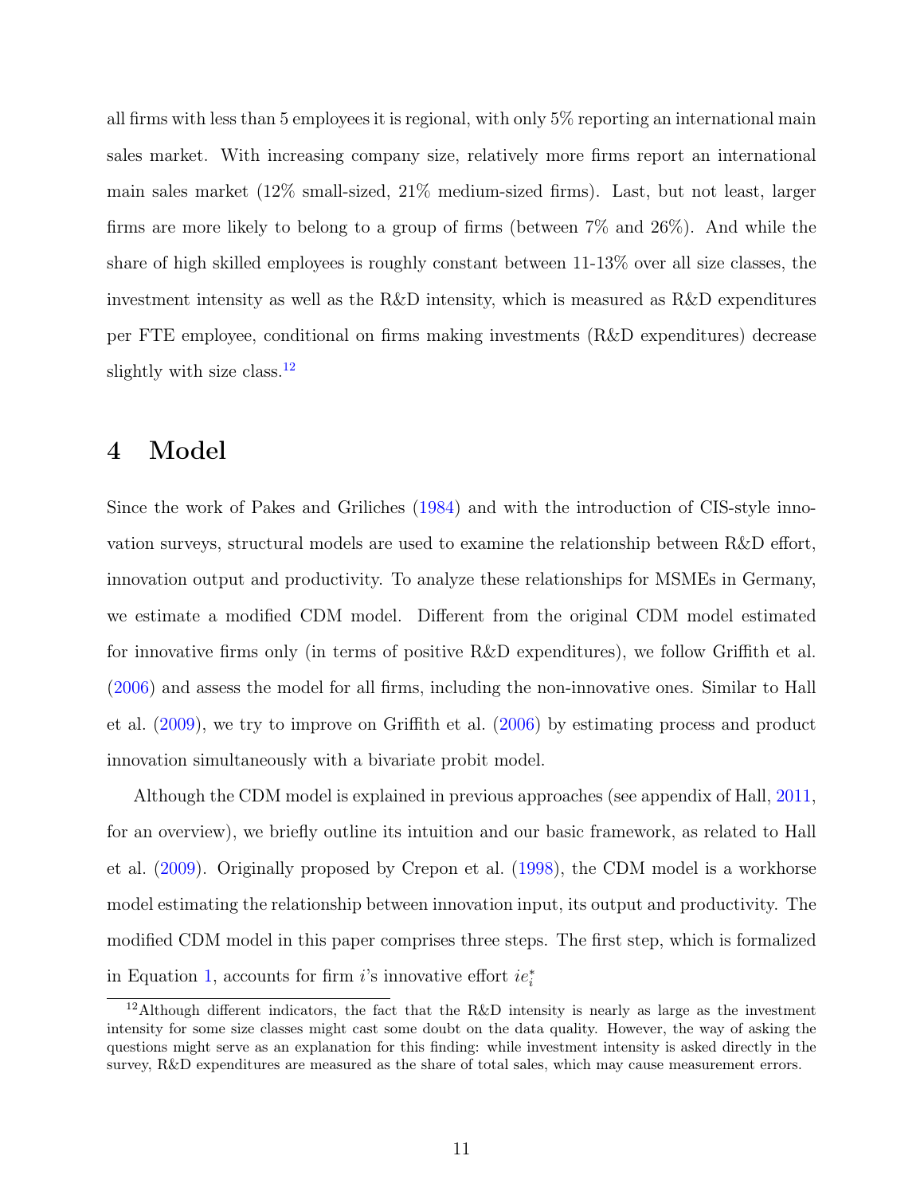all firms with less than 5 employees it is regional, with only 5% reporting an international main sales market. With increasing company size, relatively more firms report an international main sales market (12% small-sized, 21% medium-sized firms). Last, but not least, larger firms are more likely to belong to a group of firms (between 7% and 26%). And while the share of high skilled employees is roughly constant between 11-13% over all size classes, the investment intensity as well as the R&D intensity, which is measured as R&D expenditures per FTE employee, conditional on firms making investments (R&D expenditures) decrease slightly with size class.[12]

# 4 Model

Since the work of Pakes and Griliches (1984) and with the introduction of CIS-style innovation surveys, structural models are used to examine the relationship between R&D effort, innovation output and productivity. To analyze these relationships for MSMEs in Germany, we estimate a modified CDM model. Different from the original CDM model estimated for innovative firms only (in terms of positive R&D expenditures), we follow Griffith et al. (2006) and assess the model for all firms, including the non-innovative ones. Similar to Hall et al. (2009), we try to improve on Griffith et al. (2006) by estimating process and product innovation simultaneously with a bivariate probit model.

Although the CDM model is explained in previous approaches (see appendix of Hall, 2011, for an overview), we briefly outline its intuition and our basic framework, as related to Hall et al. (2009). Originally proposed by Crepon et al. (1998), the CDM model is a workhorse model estimating the relationship between innovation input, its output and productivity. The modified CDM model in this paper comprises three steps. The first step, which is formalized in Equation 1, accounts for firm $i$'s innovative effort $ie_i^*$

[12] Although different indicators, the fact that the R&D intensity is nearly as large as the investment intensity for some size classes might cast some doubt on the data quality. However, the way of asking the questions might serve as an explanation for this finding: while investment intensity is asked directly in the survey, R&D expenditures are measured as the share of total sales, which may cause measurement errors.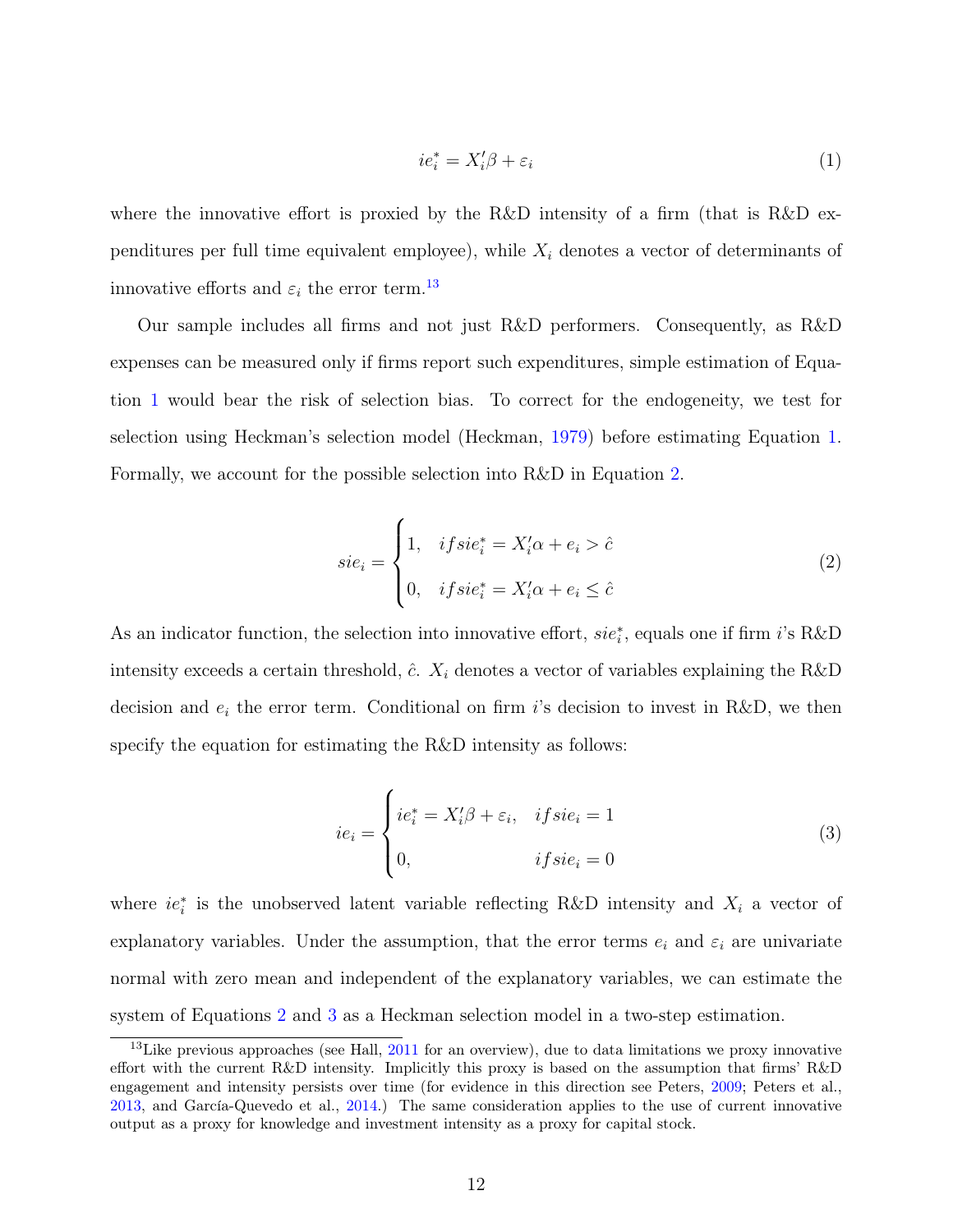$$ie_i^* = X_i'\beta + \varepsilon_i \tag{1}$$

where the innovative effort is proxied by the R&D intensity of a firm (that is R&D expenditures per full time equivalent employee), while $X_i$ denotes a vector of determinants of innovative efforts and $\varepsilon_i$ the error term.[13]

Our sample includes all firms and not just R&D performers. Consequently, as R&D expenses can be measured only if firms report such expenditures, simple estimation of Equation 1 would bear the risk of selection bias. To correct for the endogeneity, we test for selection using Heckman's selection model (Heckman, 1979) before estimating Equation 1. Formally, we account for the possible selection into R&D in Equation 2.

$$sie_i = \begin{cases} 1, & if sie_i^* = X_i'\alpha + e_i > \hat{c} \\ 0, & if sie_i^* = X_i'\alpha + e_i \leq \hat{c} \end{cases} \tag{2}$$

As an indicator function, the selection into innovative effort, $sie_i^*$, equals one if firm $i$'s R&D intensity exceeds a certain threshold, $\hat{c}$. $X_i$ denotes a vector of variables explaining the R&D decision and $e_i$ the error term. Conditional on firm $i$'s decision to invest in R&D, we then specify the equation for estimating the R&D intensity as follows:

$$ie_i = \begin{cases} ie_i^* = X_i'\beta + \varepsilon_i, & if sie_i = 1 \\ 0, & if sie_i = 0 \end{cases} \tag{3}$$

where $ie_i^*$ is the unobserved latent variable reflecting R&D intensity and $X_i$ a vector of explanatory variables. Under the assumption, that the error terms $e_i$ and $\varepsilon_i$ are univariate normal with zero mean and independent of the explanatory variables, we can estimate the system of Equations 2 and 3 as a Heckman selection model in a two-step estimation.

[13] Like previous approaches (see Hall, 2011 for an overview), due to data limitations we proxy innovative effort with the current R&D intensity. Implicitly this proxy is based on the assumption that firms' R&D engagement and intensity persists over time (for evidence in this direction see Peters, 2009; Peters et al., 2013, and García-Quevedo et al., 2014.) The same consideration applies to the use of current innovative output as a proxy for knowledge and investment intensity as a proxy for capital stock.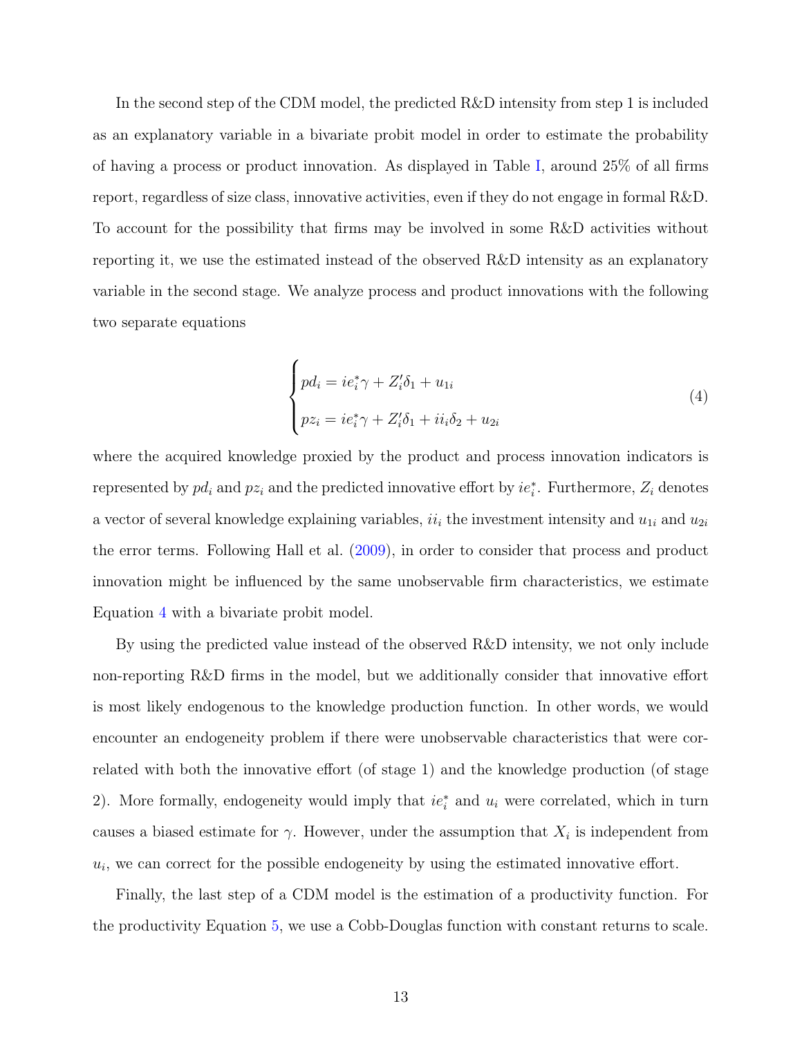In the second step of the CDM model, the predicted R&D intensity from step 1 is included as an explanatory variable in a bivariate probit model in order to estimate the probability of having a process or product innovation. As displayed in Table I, around 25% of all firms report, regardless of size class, innovative activities, even if they do not engage in formal R&D. To account for the possibility that firms may be involved in some R&D activities without reporting it, we use the estimated instead of the observed R&D intensity as an explanatory variable in the second stage. We analyze process and product innovations with the following two separate equations

$$
\begin{cases}
pd_i = ie_i^* \gamma + Z_i' \delta_1 + u_{1i} \\
pz_i = ie_i^* \gamma + Z_i' \delta_1 + ii_i \delta_2 + u_{2i}
\end{cases}
\tag{4}
$$

where the acquired knowledge proxied by the product and process innovation indicators is represented by $pd_i$ and $pz_i$ and the predicted innovative effort by $ie_i^*$. Furthermore, $Z_i$ denotes a vector of several knowledge explaining variables, $ii_i$ the investment intensity and $u_{1i}$ and $u_{2i}$ the error terms. Following Hall et al. (2009), in order to consider that process and product innovation might be influenced by the same unobservable firm characteristics, we estimate Equation 4 with a bivariate probit model.

By using the predicted value instead of the observed R&D intensity, we not only include non-reporting R&D firms in the model, but we additionally consider that innovative effort is most likely endogenous to the knowledge production function. In other words, we would encounter an endogeneity problem if there were unobservable characteristics that were correlated with both the innovative effort (of stage 1) and the knowledge production (of stage 2). More formally, endogeneity would imply that $ie_i^*$ and $u_i$ were correlated, which in turn causes a biased estimate for $\gamma$. However, under the assumption that $X_i$ is independent from $u_i$, we can correct for the possible endogeneity by using the estimated innovative effort.

Finally, the last step of a CDM model is the estimation of a productivity function. For the productivity Equation 5, we use a Cobb-Douglas function with constant returns to scale.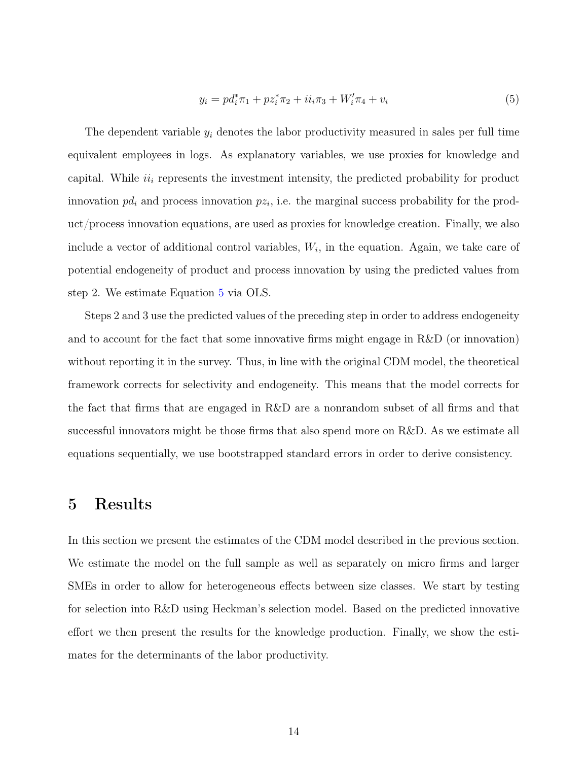$$y_i = pd_i^* \pi_1 + pz_i^* \pi_2 + ii_i \pi_3 + W_i' \pi_4 + v_i \tag{5}$$

The dependent variable $y_i$ denotes the labor productivity measured in sales per full time equivalent employees in logs. As explanatory variables, we use proxies for knowledge and capital. While $ii_i$ represents the investment intensity, the predicted probability for product innovation $pd_i$ and process innovation $pz_i$, i.e. the marginal success probability for the product/process innovation equations, are used as proxies for knowledge creation. Finally, we also include a vector of additional control variables, $W_i$, in the equation. Again, we take care of potential endogeneity of product and process innovation by using the predicted values from step 2. We estimate Equation 5 via OLS.

Steps 2 and 3 use the predicted values of the preceding step in order to address endogeneity and to account for the fact that some innovative firms might engage in R&D (or innovation) without reporting it in the survey. Thus, in line with the original CDM model, the theoretical framework corrects for selectivity and endogeneity. This means that the model corrects for the fact that firms that are engaged in R&D are a nonrandom subset of all firms and that successful innovators might be those firms that also spend more on R&D. As we estimate all equations sequentially, we use bootstrapped standard errors in order to derive consistency.

# 5 Results

In this section we present the estimates of the CDM model described in the previous section. We estimate the model on the full sample as well as separately on micro firms and larger SMEs in order to allow for heterogeneous effects between size classes. We start by testing for selection into R&D using Heckman's selection model. Based on the predicted innovative effort we then present the results for the knowledge production. Finally, we show the estimates for the determinants of the labor productivity.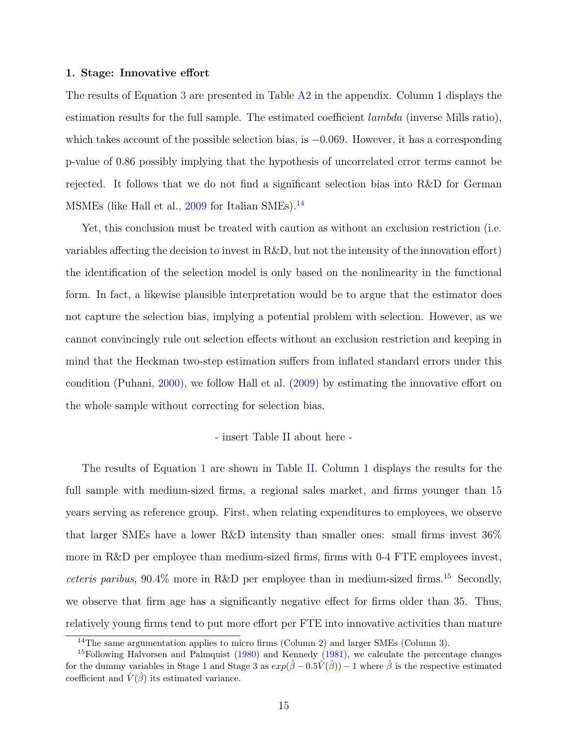**1. Stage: Innovative effort**

The results of Equation 3 are presented in Table A2 in the appendix. Column 1 displays the estimation results for the full sample. The estimated coefficient *lambda* (inverse Mills ratio), which takes account of the possible selection bias, is $-0.069$. However, it has a corresponding p-value of 0.86 possibly implying that the hypothesis of uncorrelated error terms cannot be rejected. It follows that we do not find a significant selection bias into R&D for German MSMEs (like Hall et al., 2009 for Italian SMEs).[14]

Yet, this conclusion must be treated with caution as without an exclusion restriction (i.e. variables affecting the decision to invest in R&D, but not the intensity of the innovation effort) the identification of the selection model is only based on the nonlinearity in the functional form. In fact, a likewise plausible interpretation would be to argue that the estimator does not capture the selection bias, implying a potential problem with selection. However, as we cannot convincingly rule out selection effects without an exclusion restriction and keeping in mind that the Heckman two-step estimation suffers from inflated standard errors under this condition (Puhani, 2000), we follow Hall et al. (2009) by estimating the innovative effort on the whole sample without correcting for selection bias.

- insert Table II about here -

The results of Equation 1 are shown in Table II. Column 1 displays the results for the full sample with medium-sized firms, a regional sales market, and firms younger than 15 years serving as reference group. First, when relating expenditures to employees, we observe that larger SMEs have a lower R&D intensity than smaller ones: small firms invest 36% more in R&D per employee than medium-sized firms, firms with 0-4 FTE employees invest, *ceteris paribus*, 90.4% more in R&D per employee than in medium-sized firms.[15] Secondly, we observe that firm age has a significantly negative effect for firms older than 35. Thus, relatively young firms tend to put more effort per FTE into innovative activities than mature

[14] The same argumentation applies to micro firms (Column 2) and larger SMEs (Column 3).

[15] Following Halvorsen and Palmquist (1980) and Kennedy (1981), we calculate the percentage changes for the dummy variables in Stage 1 and Stage 3 as $exp(\hat{\beta} - 0.5\hat{V}(\hat{\beta})) - 1$ where $\hat{\beta}$ is the respective estimated coefficient and $\hat{V}(\hat{\beta})$ its estimated variance.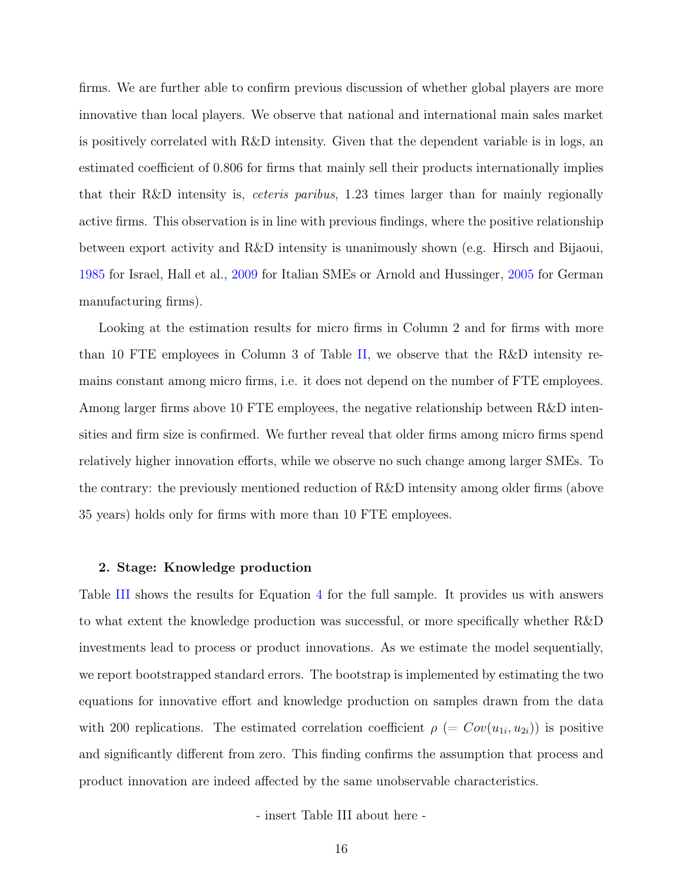firms. We are further able to confirm previous discussion of whether global players are more innovative than local players. We observe that national and international main sales market is positively correlated with R&D intensity. Given that the dependent variable is in logs, an estimated coefficient of 0.806 for firms that mainly sell their products internationally implies that their R&D intensity is, *ceteris paribus*, 1.23 times larger than for mainly regionally active firms. This observation is in line with previous findings, where the positive relationship between export activity and R&D intensity is unanimously shown (e.g. Hirsch and Bijaoui, 1985 for Israel, Hall et al., 2009 for Italian SMEs or Arnold and Hussinger, 2005 for German manufacturing firms).

Looking at the estimation results for micro firms in Column 2 and for firms with more than 10 FTE employees in Column 3 of Table II, we observe that the R&D intensity remains constant among micro firms, i.e. it does not depend on the number of FTE employees. Among larger firms above 10 FTE employees, the negative relationship between R&D intensities and firm size is confirmed. We further reveal that older firms among micro firms spend relatively higher innovation efforts, while we observe no such change among larger SMEs. To the contrary: the previously mentioned reduction of R&D intensity among older firms (above 35 years) holds only for firms with more than 10 FTE employees.

### 2. Stage: Knowledge production

Table III shows the results for Equation 4 for the full sample. It provides us with answers to what extent the knowledge production was successful, or more specifically whether R&D investments lead to process or product innovations. As we estimate the model sequentially, we report bootstrapped standard errors. The bootstrap is implemented by estimating the two equations for innovative effort and knowledge production on samples drawn from the data with 200 replications. The estimated correlation coefficient $\rho$ $(= Cov(u_{1i}, u_{2i}))$ is positive and significantly different from zero. This finding confirms the assumption that process and product innovation are indeed affected by the same unobservable characteristics.

- insert Table III about here -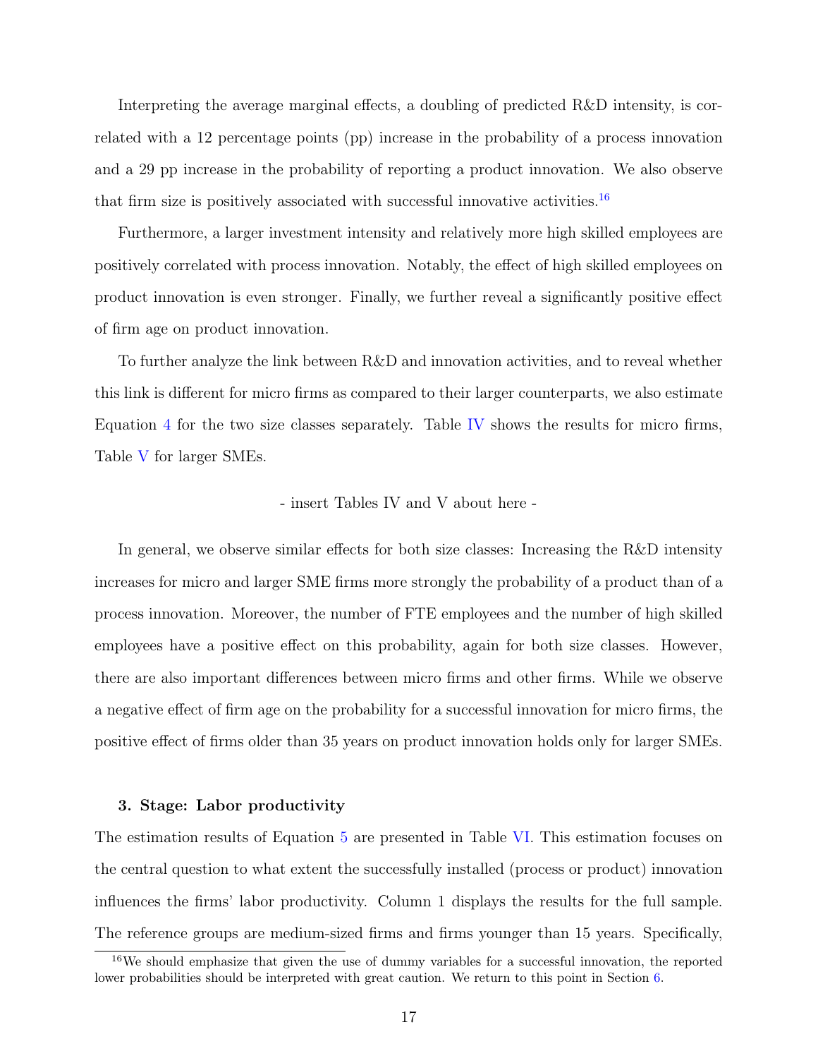Interpreting the average marginal effects, a doubling of predicted R&D intensity, is correlated with a 12 percentage points (pp) increase in the probability of a process innovation and a 29 pp increase in the probability of reporting a product innovation. We also observe that firm size is positively associated with successful innovative activities.[16]

Furthermore, a larger investment intensity and relatively more high skilled employees are positively correlated with process innovation. Notably, the effect of high skilled employees on product innovation is even stronger. Finally, we further reveal a significantly positive effect of firm age on product innovation.

To further analyze the link between R&D and innovation activities, and to reveal whether this link is different for micro firms as compared to their larger counterparts, we also estimate Equation 4 for the two size classes separately. Table IV shows the results for micro firms, Table V for larger SMEs.

- insert Tables IV and V about here -

In general, we observe similar effects for both size classes: Increasing the R&D intensity increases for micro and larger SME firms more strongly the probability of a product than of a process innovation. Moreover, the number of FTE employees and the number of high skilled employees have a positive effect on this probability, again for both size classes. However, there are also important differences between micro firms and other firms. While we observe a negative effect of firm age on the probability for a successful innovation for micro firms, the positive effect of firms older than 35 years on product innovation holds only for larger SMEs.

**3. Stage: Labor productivity**

The estimation results of Equation 5 are presented in Table VI. This estimation focuses on the central question to what extent the successfully installed (process or product) innovation influences the firms' labor productivity. Column 1 displays the results for the full sample. The reference groups are medium-sized firms and firms younger than 15 years. Specifically,

[16] We should emphasize that given the use of dummy variables for a successful innovation, the reported lower probabilities should be interpreted with great caution. We return to this point in Section 6.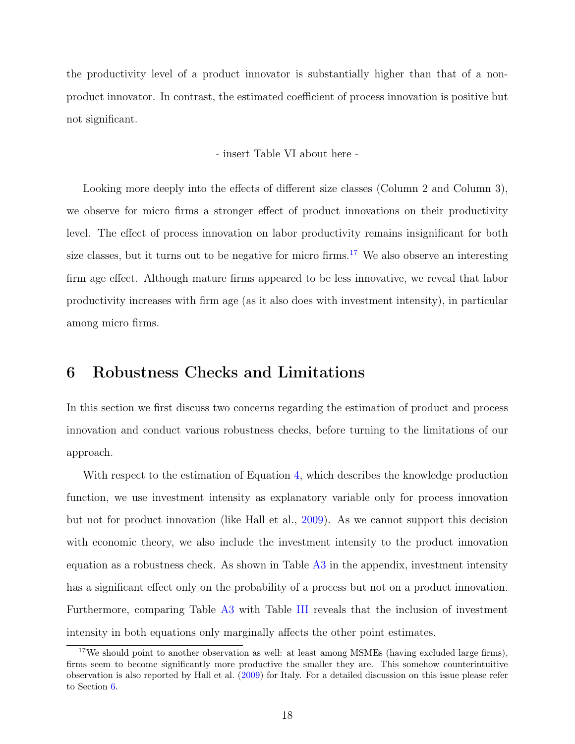the productivity level of a product innovator is substantially higher than that of a non-product innovator. In contrast, the estimated coefficient of process innovation is positive but not significant.

- insert Table VI about here -

Looking more deeply into the effects of different size classes (Column 2 and Column 3), we observe for micro firms a stronger effect of product innovations on their productivity level. The effect of process innovation on labor productivity remains insignificant for both size classes, but it turns out to be negative for micro firms.[17] We also observe an interesting firm age effect. Although mature firms appeared to be less innovative, we reveal that labor productivity increases with firm age (as it also does with investment intensity), in particular among micro firms.

# 6 Robustness Checks and Limitations

In this section we first discuss two concerns regarding the estimation of product and process innovation and conduct various robustness checks, before turning to the limitations of our approach.

With respect to the estimation of Equation 4, which describes the knowledge production function, we use investment intensity as explanatory variable only for process innovation but not for product innovation (like Hall et al., 2009). As we cannot support this decision with economic theory, we also include the investment intensity to the product innovation equation as a robustness check. As shown in Table A3 in the appendix, investment intensity has a significant effect only on the probability of a process but not on a product innovation. Furthermore, comparing Table A3 with Table III reveals that the inclusion of investment intensity in both equations only marginally affects the other point estimates.

[17] We should point to another observation as well: at least among MSMEs (having excluded large firms), firms seem to become significantly more productive the smaller they are. This somehow counterintuitive observation is also reported by Hall et al. (2009) for Italy. For a detailed discussion on this issue please refer to Section 6.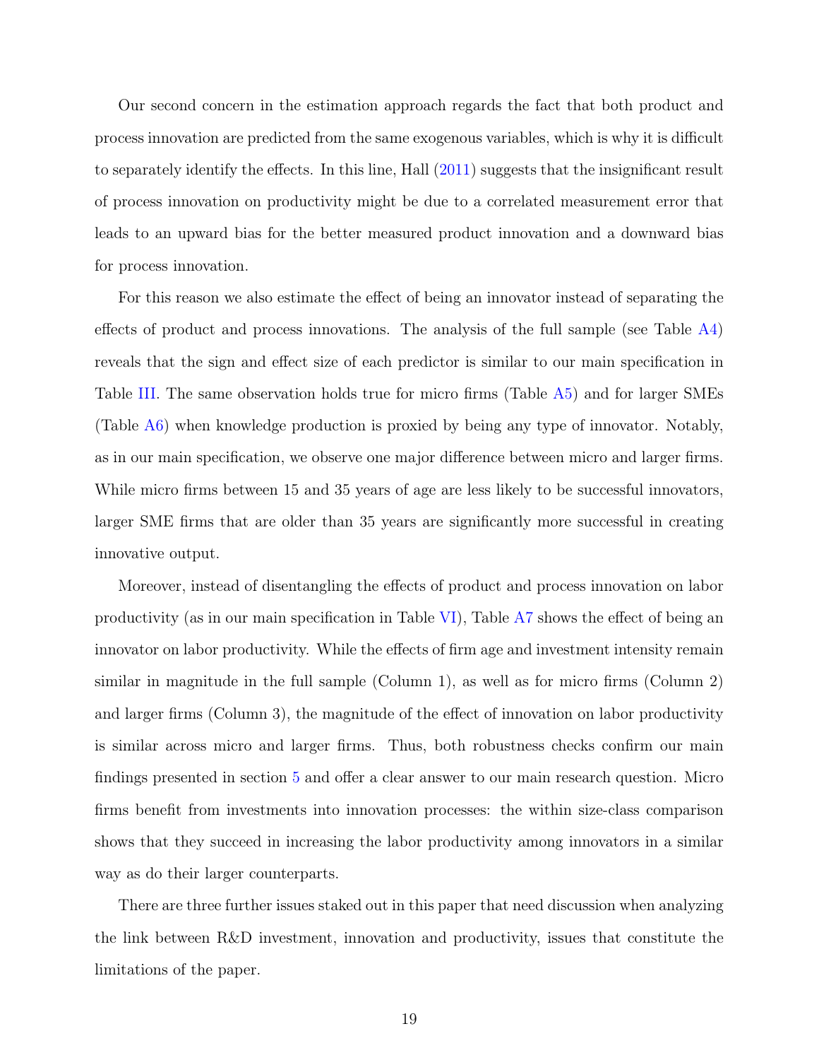Our second concern in the estimation approach regards the fact that both product and process innovation are predicted from the same exogenous variables, which is why it is difficult to separately identify the effects. In this line, Hall (2011) suggests that the insignificant result of process innovation on productivity might be due to a correlated measurement error that leads to an upward bias for the better measured product innovation and a downward bias for process innovation.

For this reason we also estimate the effect of being an innovator instead of separating the effects of product and process innovations. The analysis of the full sample (see Table A4) reveals that the sign and effect size of each predictor is similar to our main specification in Table III. The same observation holds true for micro firms (Table A5) and for larger SMEs (Table A6) when knowledge production is proxied by being any type of innovator. Notably, as in our main specification, we observe one major difference between micro and larger firms. While micro firms between 15 and 35 years of age are less likely to be successful innovators, larger SME firms that are older than 35 years are significantly more successful in creating innovative output.

Moreover, instead of disentangling the effects of product and process innovation on labor productivity (as in our main specification in Table VI), Table A7 shows the effect of being an innovator on labor productivity. While the effects of firm age and investment intensity remain similar in magnitude in the full sample (Column 1), as well as for micro firms (Column 2) and larger firms (Column 3), the magnitude of the effect of innovation on labor productivity is similar across micro and larger firms. Thus, both robustness checks confirm our main findings presented in section 5 and offer a clear answer to our main research question. Micro firms benefit from investments into innovation processes: the within size-class comparison shows that they succeed in increasing the labor productivity among innovators in a similar way as do their larger counterparts.

There are three further issues staked out in this paper that need discussion when analyzing the link between R&D investment, innovation and productivity, issues that constitute the limitations of the paper.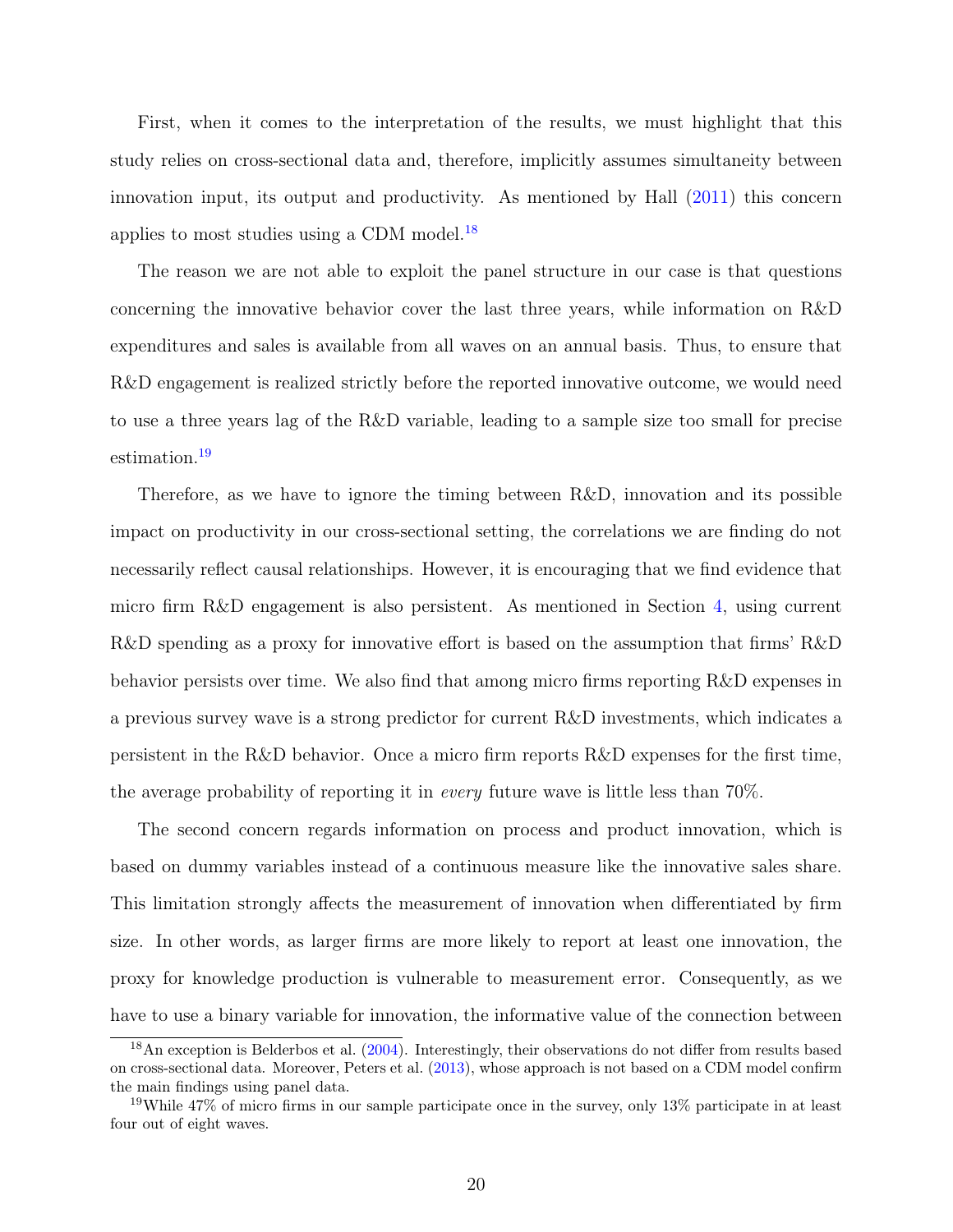First, when it comes to the interpretation of the results, we must highlight that this study relies on cross-sectional data and, therefore, implicitly assumes simultaneity between innovation input, its output and productivity. As mentioned by Hall (2011) this concern applies to most studies using a CDM model.[18]

The reason we are not able to exploit the panel structure in our case is that questions concerning the innovative behavior cover the last three years, while information on R&D expenditures and sales is available from all waves on an annual basis. Thus, to ensure that R&D engagement is realized strictly before the reported innovative outcome, we would need to use a three years lag of the R&D variable, leading to a sample size too small for precise estimation.[19]

Therefore, as we have to ignore the timing between R&D, innovation and its possible impact on productivity in our cross-sectional setting, the correlations we are finding do not necessarily reflect causal relationships. However, it is encouraging that we find evidence that micro firm R&D engagement is also persistent. As mentioned in Section 4, using current R&D spending as a proxy for innovative effort is based on the assumption that firms' R&D behavior persists over time. We also find that among micro firms reporting R&D expenses in a previous survey wave is a strong predictor for current R&D investments, which indicates a persistent in the R&D behavior. Once a micro firm reports R&D expenses for the first time, the average probability of reporting it in *every* future wave is little less than 70%.

The second concern regards information on process and product innovation, which is based on dummy variables instead of a continuous measure like the innovative sales share. This limitation strongly affects the measurement of innovation when differentiated by firm size. In other words, as larger firms are more likely to report at least one innovation, the proxy for knowledge production is vulnerable to measurement error. Consequently, as we have to use a binary variable for innovation, the informative value of the connection between

[18] An exception is Belderbos et al. (2004). Interestingly, their observations do not differ from results based on cross-sectional data. Moreover, Peters et al. (2013), whose approach is not based on a CDM model confirm the main findings using panel data.

[19] While 47% of micro firms in our sample participate once in the survey, only 13% participate in at least four out of eight waves.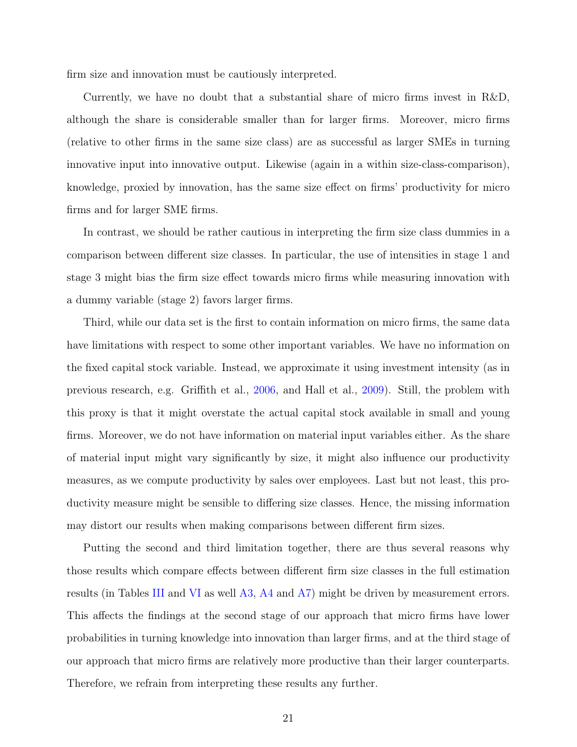firm size and innovation must be cautiously interpreted.

Currently, we have no doubt that a substantial share of micro firms invest in R&D, although the share is considerable smaller than for larger firms. Moreover, micro firms (relative to other firms in the same size class) are as successful as larger SMEs in turning innovative input into innovative output. Likewise (again in a within size-class-comparison), knowledge, proxied by innovation, has the same size effect on firms' productivity for micro firms and for larger SME firms.

In contrast, we should be rather cautious in interpreting the firm size class dummies in a comparison between different size classes. In particular, the use of intensities in stage 1 and stage 3 might bias the firm size effect towards micro firms while measuring innovation with a dummy variable (stage 2) favors larger firms.

Third, while our data set is the first to contain information on micro firms, the same data have limitations with respect to some other important variables. We have no information on the fixed capital stock variable. Instead, we approximate it using investment intensity (as in previous research, e.g. Griffith et al., 2006, and Hall et al., 2009). Still, the problem with this proxy is that it might overstate the actual capital stock available in small and young firms. Moreover, we do not have information on material input variables either. As the share of material input might vary significantly by size, it might also influence our productivity measures, as we compute productivity by sales over employees. Last but not least, this productivity measure might be sensible to differing size classes. Hence, the missing information may distort our results when making comparisons between different firm sizes.

Putting the second and third limitation together, there are thus several reasons why those results which compare effects between different firm size classes in the full estimation results (in Tables III and VI as well A3, A4 and A7) might be driven by measurement errors. This affects the findings at the second stage of our approach that micro firms have lower probabilities in turning knowledge into innovation than larger firms, and at the third stage of our approach that micro firms are relatively more productive than their larger counterparts. Therefore, we refrain from interpreting these results any further.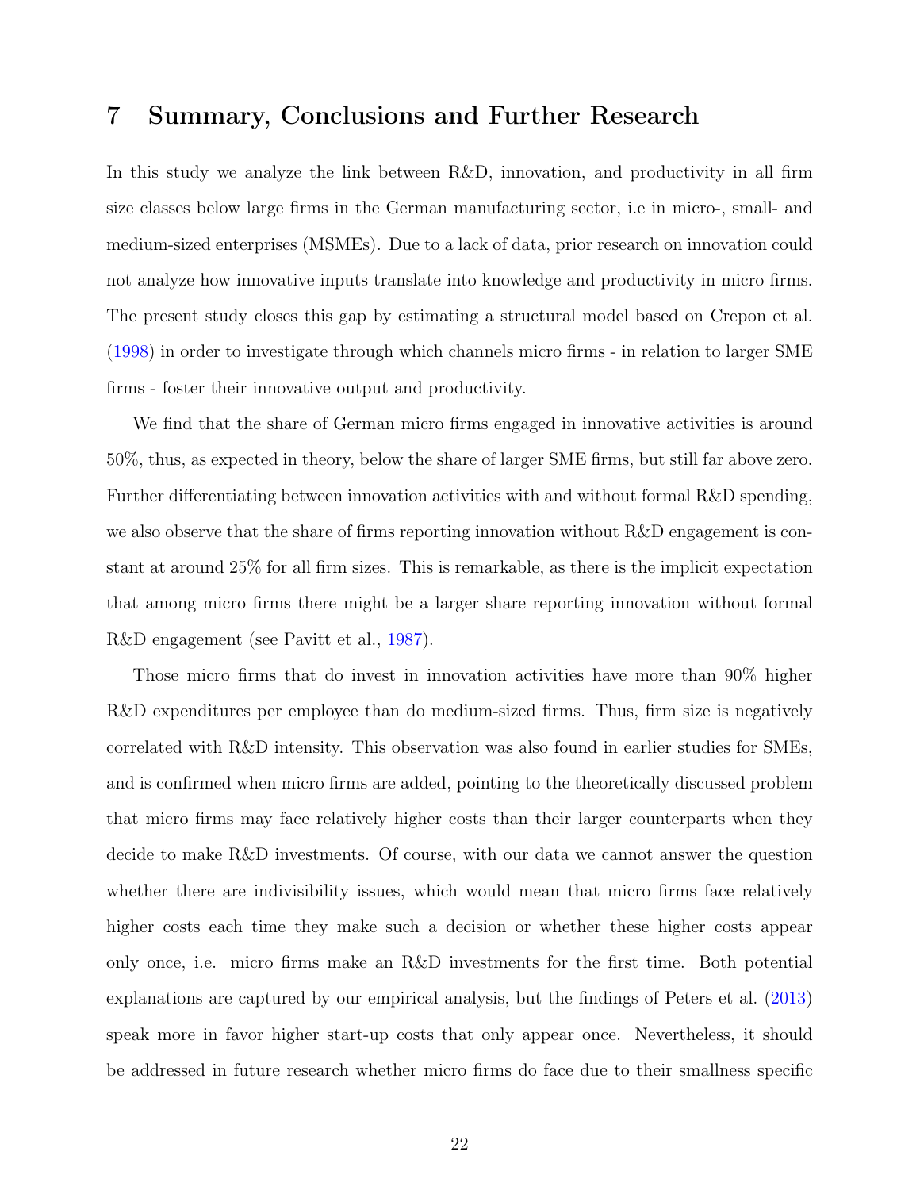## 7 Summary, Conclusions and Further Research

In this study we analyze the link between R&D, innovation, and productivity in all firm size classes below large firms in the German manufacturing sector, i.e in micro-, small- and medium-sized enterprises (MSMEs). Due to a lack of data, prior research on innovation could not analyze how innovative inputs translate into knowledge and productivity in micro firms. The present study closes this gap by estimating a structural model based on Crepon et al. (1998) in order to investigate through which channels micro firms - in relation to larger SME firms - foster their innovative output and productivity.

We find that the share of German micro firms engaged in innovative activities is around 50%, thus, as expected in theory, below the share of larger SME firms, but still far above zero. Further differentiating between innovation activities with and without formal R&D spending, we also observe that the share of firms reporting innovation without R&D engagement is constant at around 25% for all firm sizes. This is remarkable, as there is the implicit expectation that among micro firms there might be a larger share reporting innovation without formal R&D engagement (see Pavitt et al., 1987).

Those micro firms that do invest in innovation activities have more than 90% higher R&D expenditures per employee than do medium-sized firms. Thus, firm size is negatively correlated with R&D intensity. This observation was also found in earlier studies for SMEs, and is confirmed when micro firms are added, pointing to the theoretically discussed problem that micro firms may face relatively higher costs than their larger counterparts when they decide to make R&D investments. Of course, with our data we cannot answer the question whether there are indivisibility issues, which would mean that micro firms face relatively higher costs each time they make such a decision or whether these higher costs appear only once, i.e. micro firms make an R&D investments for the first time. Both potential explanations are captured by our empirical analysis, but the findings of Peters et al. (2013) speak more in favor higher start-up costs that only appear once. Nevertheless, it should be addressed in future research whether micro firms do face due to their smallness specific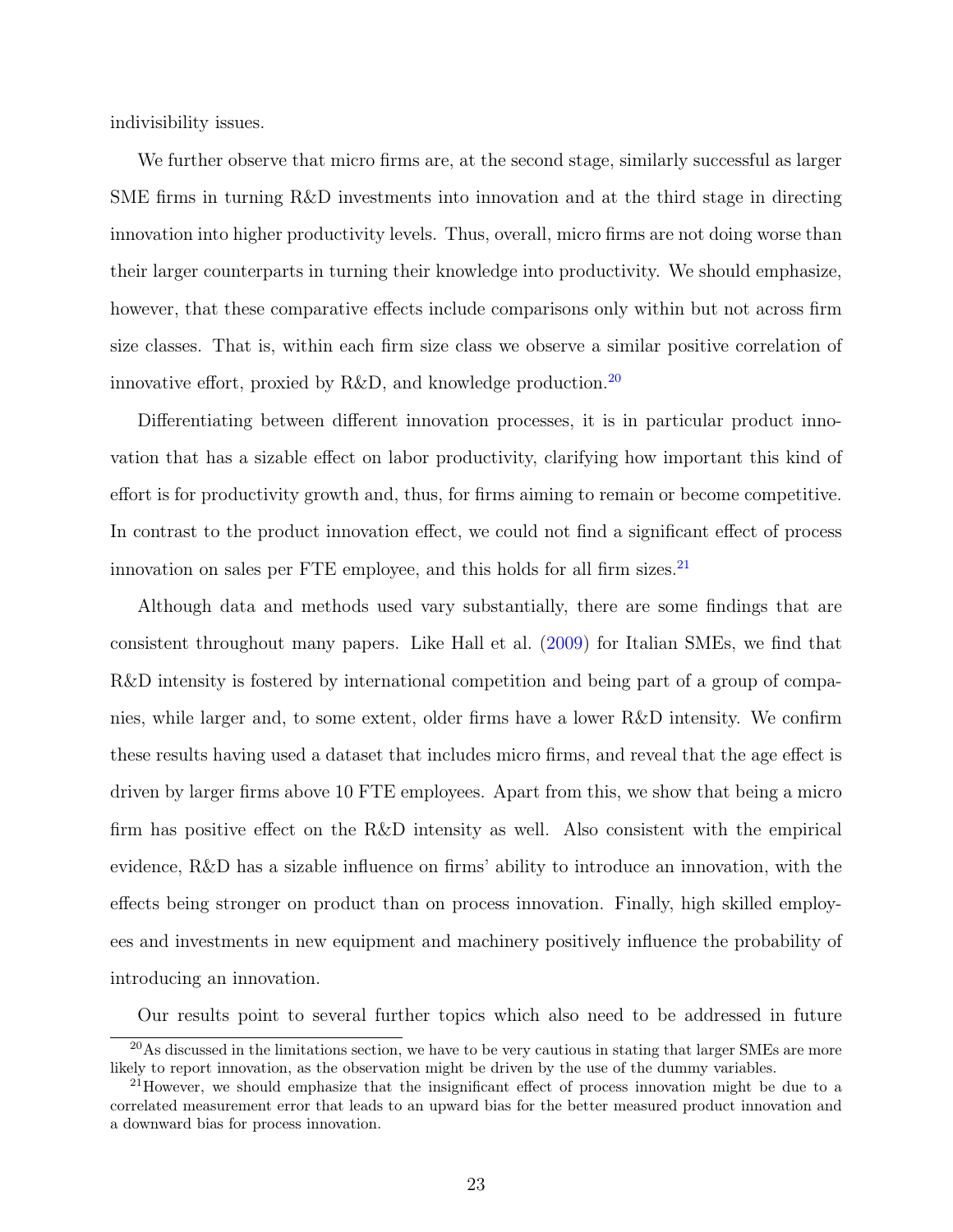indivisibility issues.

We further observe that micro firms are, at the second stage, similarly successful as larger SME firms in turning R&D investments into innovation and at the third stage in directing innovation into higher productivity levels. Thus, overall, micro firms are not doing worse than their larger counterparts in turning their knowledge into productivity. We should emphasize, however, that these comparative effects include comparisons only within but not across firm size classes. That is, within each firm size class we observe a similar positive correlation of innovative effort, proxied by R&D, and knowledge production.[20]

Differentiating between different innovation processes, it is in particular product innovation that has a sizable effect on labor productivity, clarifying how important this kind of effort is for productivity growth and, thus, for firms aiming to remain or become competitive. In contrast to the product innovation effect, we could not find a significant effect of process innovation on sales per FTE employee, and this holds for all firm sizes.[21]

Although data and methods used vary substantially, there are some findings that are consistent throughout many papers. Like Hall et al. (2009) for Italian SMEs, we find that R&D intensity is fostered by international competition and being part of a group of companies, while larger and, to some extent, older firms have a lower R&D intensity. We confirm these results having used a dataset that includes micro firms, and reveal that the age effect is driven by larger firms above 10 FTE employees. Apart from this, we show that being a micro firm has positive effect on the R&D intensity as well. Also consistent with the empirical evidence, R&D has a sizable influence on firms' ability to introduce an innovation, with the effects being stronger on product than on process innovation. Finally, high skilled employees and investments in new equipment and machinery positively influence the probability of introducing an innovation.

Our results point to several further topics which also need to be addressed in future

[20] As discussed in the limitations section, we have to be very cautious in stating that larger SMEs are more likely to report innovation, as the observation might be driven by the use of the dummy variables.

[21] However, we should emphasize that the insignificant effect of process innovation might be due to a correlated measurement error that leads to an upward bias for the better measured product innovation and a downward bias for process innovation.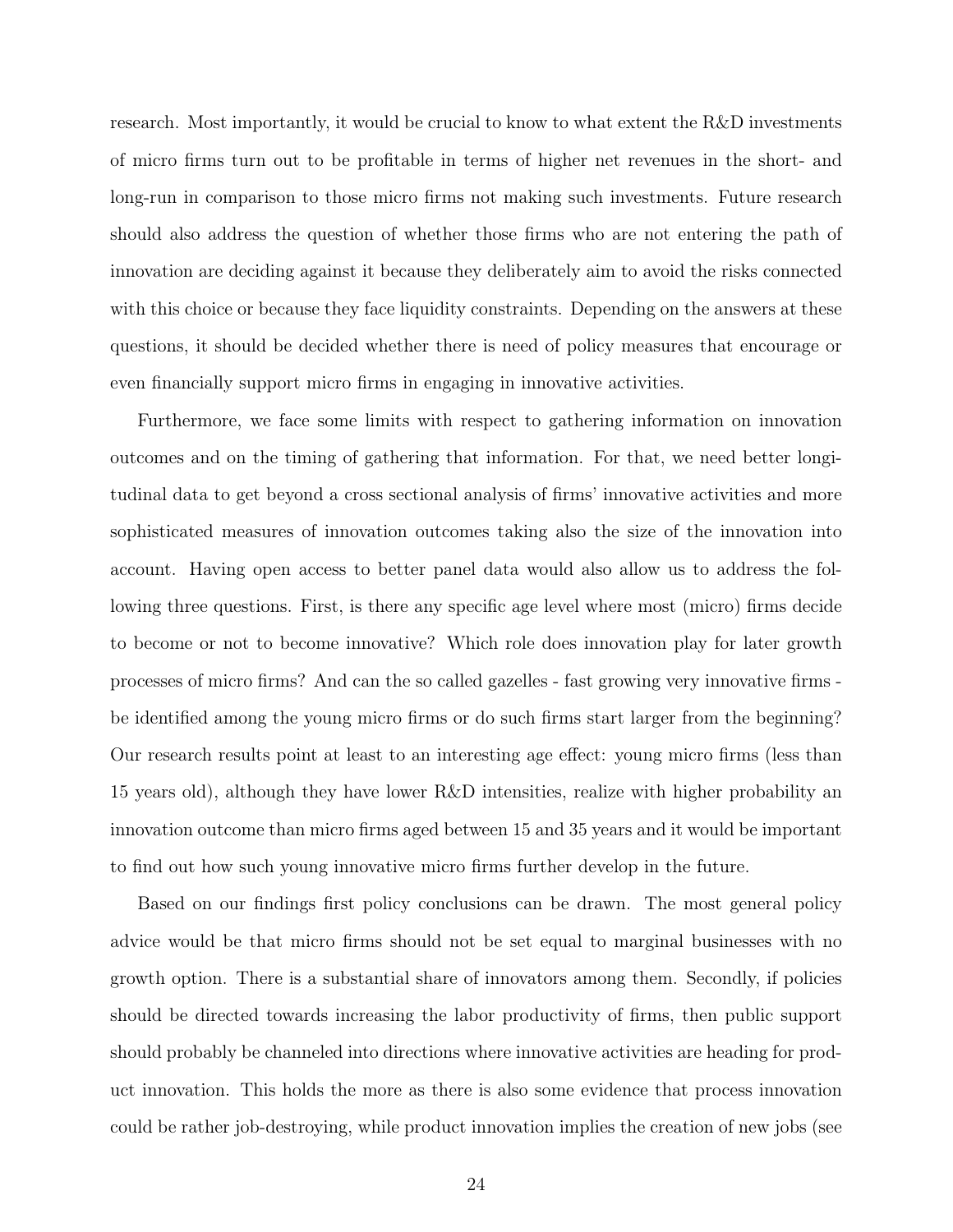research. Most importantly, it would be crucial to know to what extent the R&D investments of micro firms turn out to be profitable in terms of higher net revenues in the short- and long-run in comparison to those micro firms not making such investments. Future research should also address the question of whether those firms who are not entering the path of innovation are deciding against it because they deliberately aim to avoid the risks connected with this choice or because they face liquidity constraints. Depending on the answers at these questions, it should be decided whether there is need of policy measures that encourage or even financially support micro firms in engaging in innovative activities.

Furthermore, we face some limits with respect to gathering information on innovation outcomes and on the timing of gathering that information. For that, we need better longitudinal data to get beyond a cross sectional analysis of firms' innovative activities and more sophisticated measures of innovation outcomes taking also the size of the innovation into account. Having open access to better panel data would also allow us to address the following three questions. First, is there any specific age level where most (micro) firms decide to become or not to become innovative? Which role does innovation play for later growth processes of micro firms? And can the so called gazelles - fast growing very innovative firms - be identified among the young micro firms or do such firms start larger from the beginning? Our research results point at least to an interesting age effect: young micro firms (less than 15 years old), although they have lower R&D intensities, realize with higher probability an innovation outcome than micro firms aged between 15 and 35 years and it would be important to find out how such young innovative micro firms further develop in the future.

Based on our findings first policy conclusions can be drawn. The most general policy advice would be that micro firms should not be set equal to marginal businesses with no growth option. There is a substantial share of innovators among them. Secondly, if policies should be directed towards increasing the labor productivity of firms, then public support should probably be channeled into directions where innovative activities are heading for product innovation. This holds the more as there is also some evidence that process innovation could be rather job-destroying, while product innovation implies the creation of new jobs (see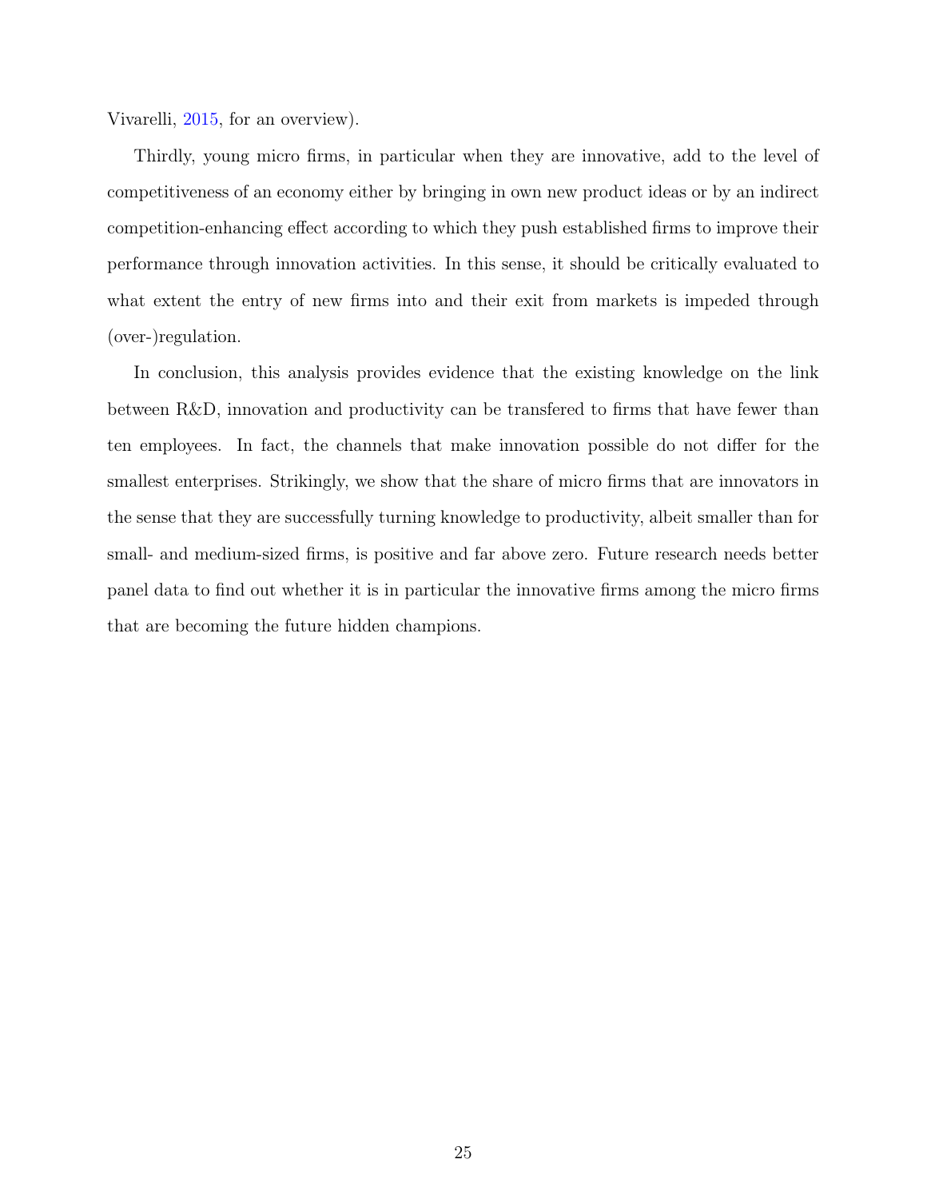Vivarelli, 2015, for an overview).

Thirdly, young micro firms, in particular when they are innovative, add to the level of competitiveness of an economy either by bringing in own new product ideas or by an indirect competition-enhancing effect according to which they push established firms to improve their performance through innovation activities. In this sense, it should be critically evaluated to what extent the entry of new firms into and their exit from markets is impeded through (over-)regulation.

In conclusion, this analysis provides evidence that the existing knowledge on the link between R&D, innovation and productivity can be transfered to firms that have fewer than ten employees. In fact, the channels that make innovation possible do not differ for the smallest enterprises. Strikingly, we show that the share of micro firms that are innovators in the sense that they are successfully turning knowledge to productivity, albeit smaller than for small- and medium-sized firms, is positive and far above zero. Future research needs better panel data to find out whether it is in particular the innovative firms among the micro firms that are becoming the future hidden champions.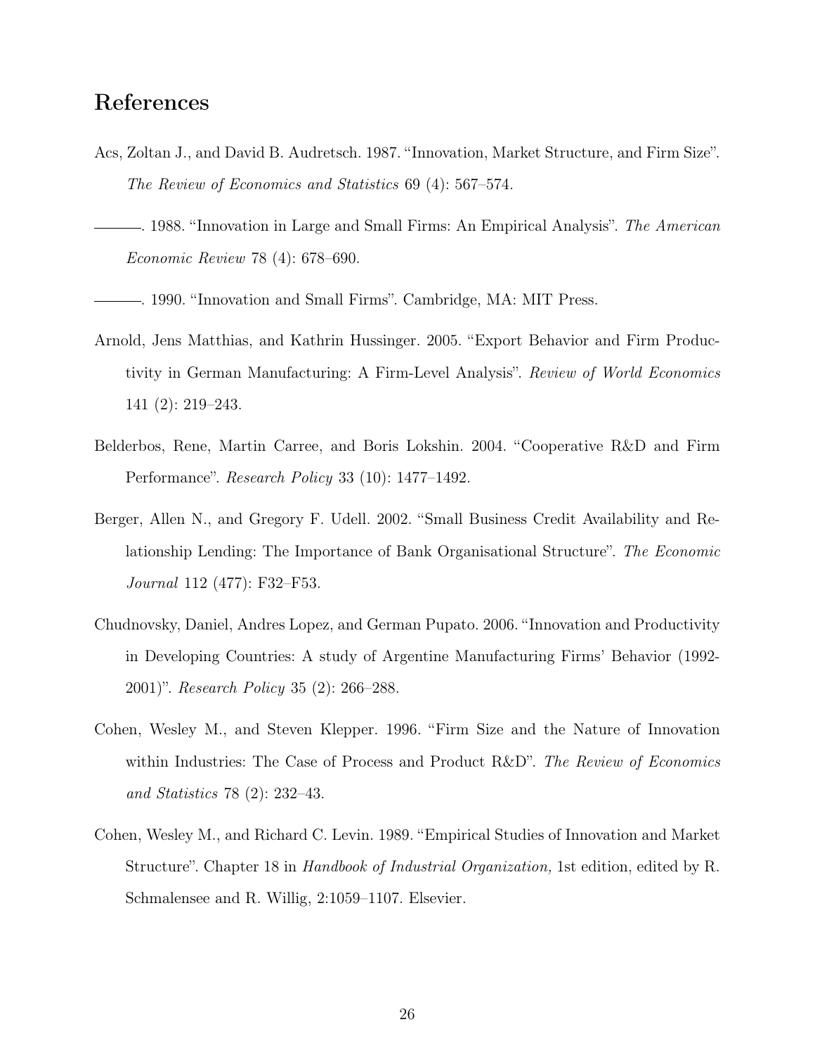# References

Acs, Zoltan J., and David B. Audretsch. 1987. "Innovation, Market Structure, and Firm Size". *The Review of Economics and Statistics* 69 (4): 567–574.

———. 1988. "Innovation in Large and Small Firms: An Empirical Analysis". *The American Economic Review* 78 (4): 678–690.

———. 1990. "Innovation and Small Firms". Cambridge, MA: MIT Press.

Arnold, Jens Matthias, and Kathrin Hussinger. 2005. "Export Behavior and Firm Productivity in German Manufacturing: A Firm-Level Analysis". *Review of World Economics* 141 (2): 219–243.

Belderbos, Rene, Martin Carree, and Boris Lokshin. 2004. "Cooperative R&D and Firm Performance". *Research Policy* 33 (10): 1477–1492.

Berger, Allen N., and Gregory F. Udell. 2002. "Small Business Credit Availability and Relationship Lending: The Importance of Bank Organisational Structure". *The Economic Journal* 112 (477): F32–F53.

Chudnovsky, Daniel, Andres Lopez, and German Pupato. 2006. "Innovation and Productivity in Developing Countries: A study of Argentine Manufacturing Firms' Behavior (1992-2001)". *Research Policy* 35 (2): 266–288.

Cohen, Wesley M., and Steven Klepper. 1996. "Firm Size and the Nature of Innovation within Industries: The Case of Process and Product R&D". *The Review of Economics and Statistics* 78 (2): 232–43.

Cohen, Wesley M., and Richard C. Levin. 1989. "Empirical Studies of Innovation and Market Structure". Chapter 18 in *Handbook of Industrial Organization,* 1st edition, edited by R. Schmalensee and R. Willig, 2:1059–1107. Elsevier.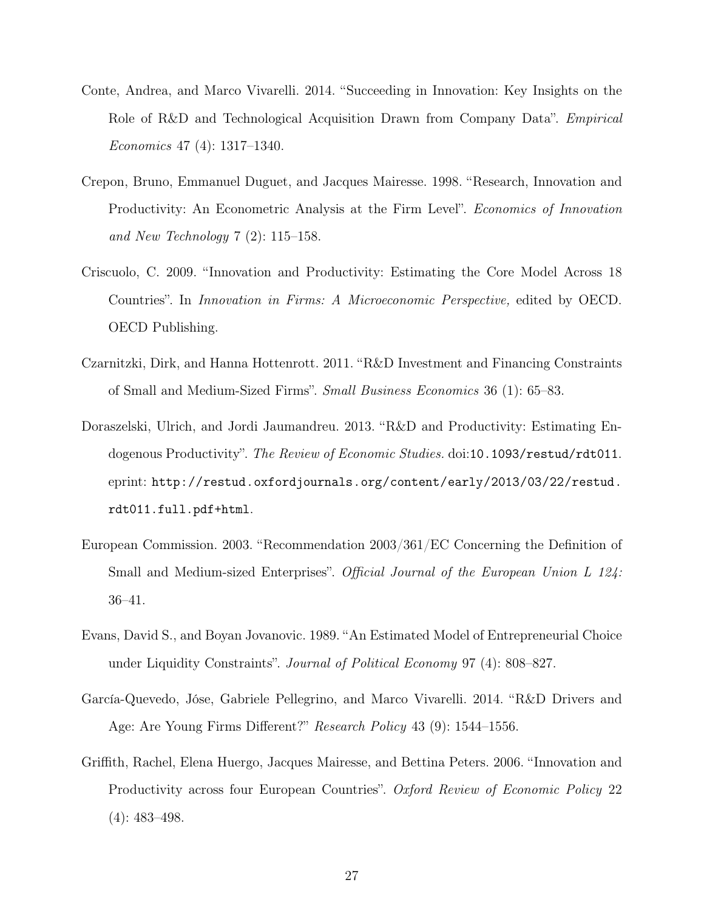Conte, Andrea, and Marco Vivarelli. 2014. "Succeeding in Innovation: Key Insights on the Role of R&D and Technological Acquisition Drawn from Company Data". *Empirical Economics* 47 (4): 1317–1340.

Crepon, Bruno, Emmanuel Duguet, and Jacques Mairesse. 1998. "Research, Innovation and Productivity: An Econometric Analysis at the Firm Level". *Economics of Innovation and New Technology* 7 (2): 115–158.

Criscuolo, C. 2009. "Innovation and Productivity: Estimating the Core Model Across 18 Countries". In *Innovation in Firms: A Microeconomic Perspective,* edited by OECD. OECD Publishing.

Czarnitzki, Dirk, and Hanna Hottenrott. 2011. "R&D Investment and Financing Constraints of Small and Medium-Sized Firms". *Small Business Economics* 36 (1): 65–83.

Doraszelski, Ulrich, and Jordi Jaumandreu. 2013. "R&D and Productivity: Estimating Endogenous Productivity". *The Review of Economic Studies.* doi:`10.1093/restud/rdt011`. eprint: `http://restud.oxfordjournals.org/content/early/2013/03/22/restud.rdt011.full.pdf+html`.

European Commission. 2003. "Recommendation 2003/361/EC Concerning the Definition of Small and Medium-sized Enterprises". *Official Journal of the European Union L 124:* 36–41.

Evans, David S., and Boyan Jovanovic. 1989. "An Estimated Model of Entrepreneurial Choice under Liquidity Constraints". *Journal of Political Economy* 97 (4): 808–827.

García-Quevedo, Jóse, Gabriele Pellegrino, and Marco Vivarelli. 2014. "R&D Drivers and Age: Are Young Firms Different?" *Research Policy* 43 (9): 1544–1556.

Griffith, Rachel, Elena Huergo, Jacques Mairesse, and Bettina Peters. 2006. "Innovation and Productivity across four European Countries". *Oxford Review of Economic Policy* 22 (4): 483–498.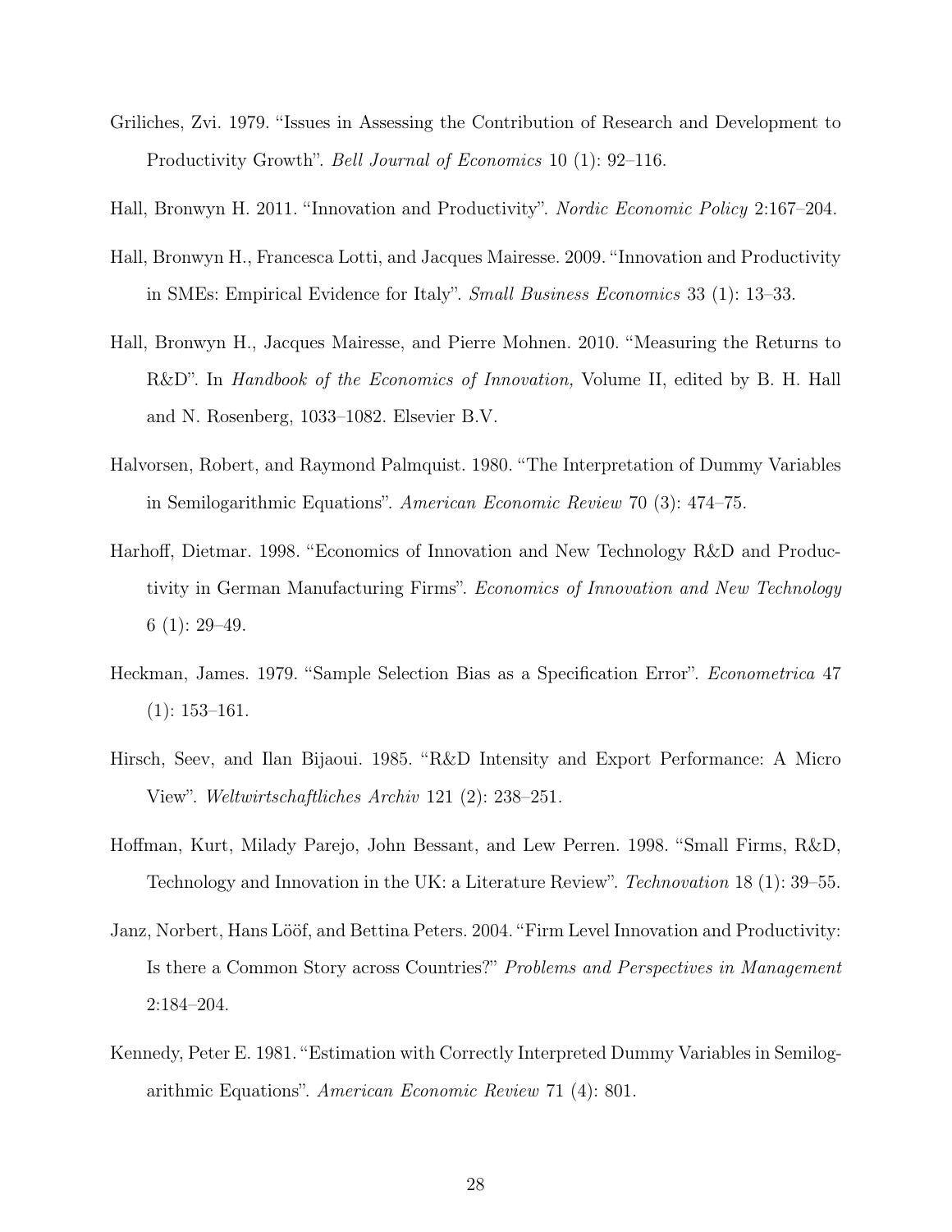Griliches, Zvi. 1979. "Issues in Assessing the Contribution of Research and Development to Productivity Growth". *Bell Journal of Economics* 10 (1): 92–116.

Hall, Bronwyn H. 2011. "Innovation and Productivity". *Nordic Economic Policy* 2:167–204.

Hall, Bronwyn H., Francesca Lotti, and Jacques Mairesse. 2009. "Innovation and Productivity in SMEs: Empirical Evidence for Italy". *Small Business Economics* 33 (1): 13–33.

Hall, Bronwyn H., Jacques Mairesse, and Pierre Mohnen. 2010. "Measuring the Returns to R&D". In *Handbook of the Economics of Innovation,* Volume II, edited by B. H. Hall and N. Rosenberg, 1033–1082. Elsevier B.V.

Halvorsen, Robert, and Raymond Palmquist. 1980. "The Interpretation of Dummy Variables in Semilogarithmic Equations". *American Economic Review* 70 (3): 474–75.

Harhoff, Dietmar. 1998. "Economics of Innovation and New Technology R&D and Productivity in German Manufacturing Firms". *Economics of Innovation and New Technology* 6 (1): 29–49.

Heckman, James. 1979. "Sample Selection Bias as a Specification Error". *Econometrica* 47 (1): 153–161.

Hirsch, Seev, and Ilan Bijaoui. 1985. "R&D Intensity and Export Performance: A Micro View". *Weltwirtschaftliches Archiv* 121 (2): 238–251.

Hoffman, Kurt, Milady Parejo, John Bessant, and Lew Perren. 1998. "Small Firms, R&D, Technology and Innovation in the UK: a Literature Review". *Technovation* 18 (1): 39–55.

Janz, Norbert, Hans Lööf, and Bettina Peters. 2004. "Firm Level Innovation and Productivity: Is there a Common Story across Countries?" *Problems and Perspectives in Management* 2:184–204.

Kennedy, Peter E. 1981. "Estimation with Correctly Interpreted Dummy Variables in Semilogarithmic Equations". *American Economic Review* 71 (4): 801.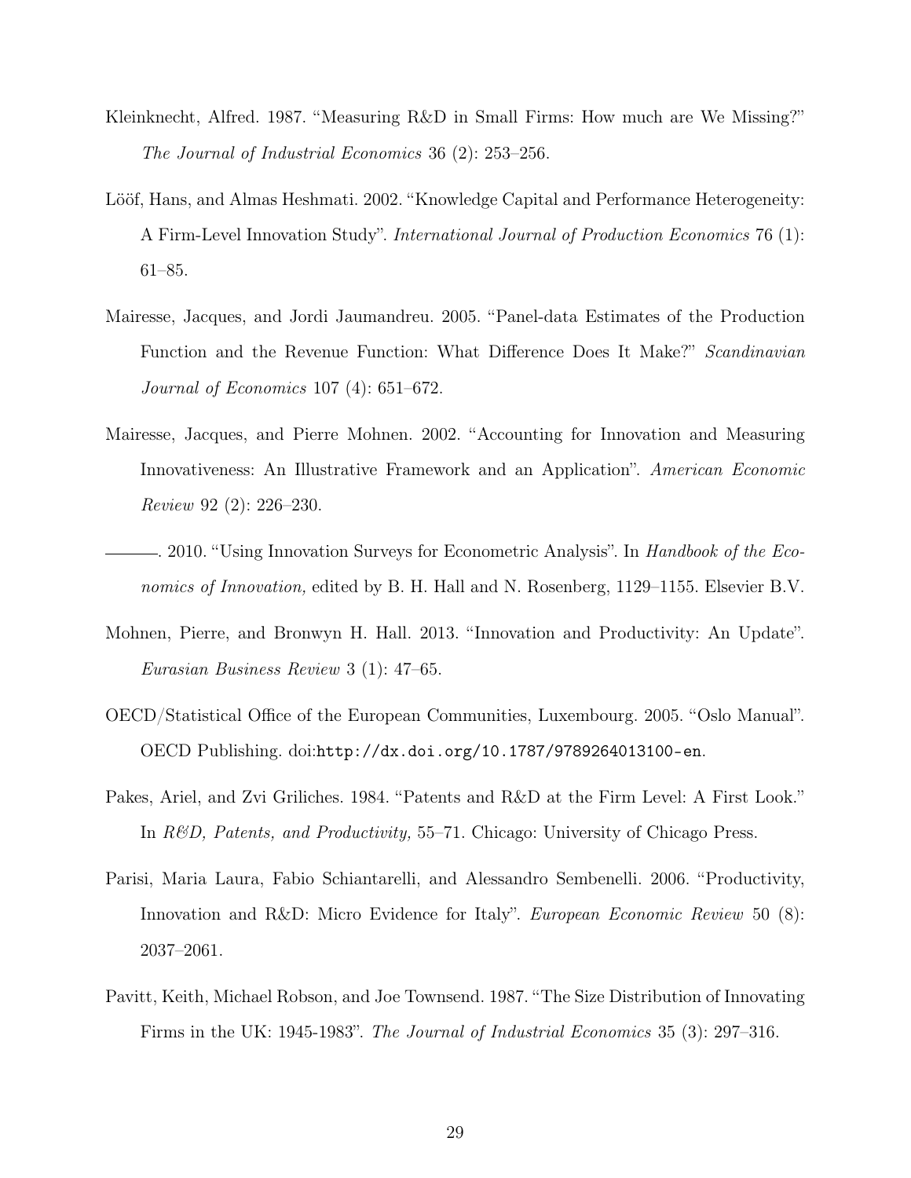Kleinknecht, Alfred. 1987. "Measuring R&D in Small Firms: How much are We Missing?" *The Journal of Industrial Economics* 36 (2): 253–256.

Lööf, Hans, and Almas Heshmati. 2002. "Knowledge Capital and Performance Heterogeneity: A Firm-Level Innovation Study". *International Journal of Production Economics* 76 (1): 61–85.

Mairesse, Jacques, and Jordi Jaumandreu. 2005. "Panel-data Estimates of the Production Function and the Revenue Function: What Difference Does It Make?" *Scandinavian Journal of Economics* 107 (4): 651–672.

Mairesse, Jacques, and Pierre Mohnen. 2002. "Accounting for Innovation and Measuring Innovativeness: An Illustrative Framework and an Application". *American Economic Review* 92 (2): 226–230.

———. 2010. "Using Innovation Surveys for Econometric Analysis". In *Handbook of the Economics of Innovation,* edited by B. H. Hall and N. Rosenberg, 1129–1155. Elsevier B.V.

Mohnen, Pierre, and Bronwyn H. Hall. 2013. "Innovation and Productivity: An Update". *Eurasian Business Review* 3 (1): 47–65.

OECD/Statistical Office of the European Communities, Luxembourg. 2005. "Oslo Manual". OECD Publishing. doi:`http://dx.doi.org/10.1787/9789264013100-en`.

Pakes, Ariel, and Zvi Griliches. 1984. "Patents and R&D at the Firm Level: A First Look." In *R&D, Patents, and Productivity,* 55–71. Chicago: University of Chicago Press.

Parisi, Maria Laura, Fabio Schiantarelli, and Alessandro Sembenelli. 2006. "Productivity, Innovation and R&D: Micro Evidence for Italy". *European Economic Review* 50 (8): 2037–2061.

Pavitt, Keith, Michael Robson, and Joe Townsend. 1987. "The Size Distribution of Innovating Firms in the UK: 1945-1983". *The Journal of Industrial Economics* 35 (3): 297–316.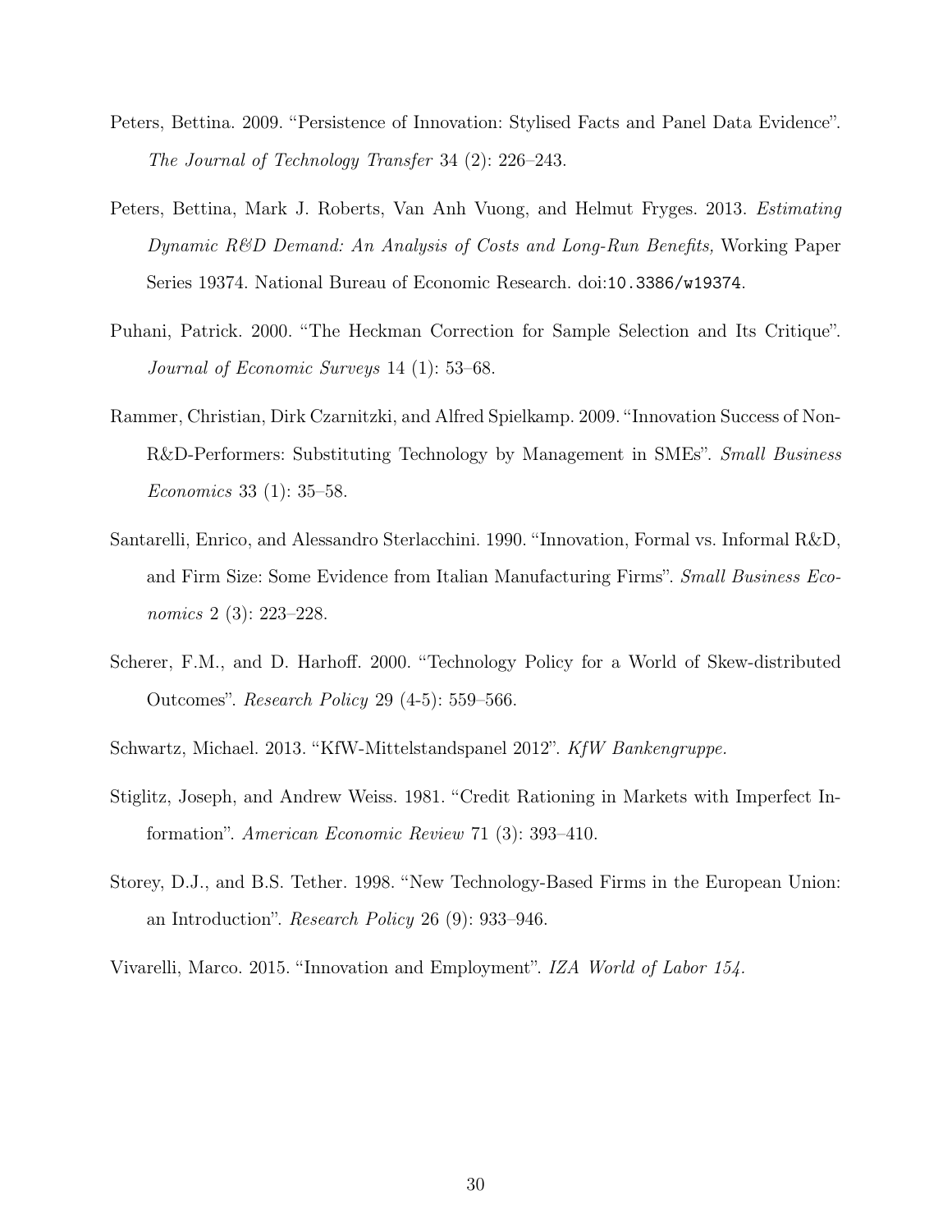Peters, Bettina. 2009. "Persistence of Innovation: Stylised Facts and Panel Data Evidence". *The Journal of Technology Transfer* 34 (2): 226–243.

Peters, Bettina, Mark J. Roberts, Van Anh Vuong, and Helmut Fryges. 2013. *Estimating Dynamic R&D Demand: An Analysis of Costs and Long-Run Benefits,* Working Paper Series 19374. National Bureau of Economic Research. doi:10.3386/w19374.

Puhani, Patrick. 2000. "The Heckman Correction for Sample Selection and Its Critique". *Journal of Economic Surveys* 14 (1): 53–68.

Rammer, Christian, Dirk Czarnitzki, and Alfred Spielkamp. 2009. "Innovation Success of Non-R&D-Performers: Substituting Technology by Management in SMEs". *Small Business Economics* 33 (1): 35–58.

Santarelli, Enrico, and Alessandro Sterlacchini. 1990. "Innovation, Formal vs. Informal R&D, and Firm Size: Some Evidence from Italian Manufacturing Firms". *Small Business Economics* 2 (3): 223–228.

Scherer, F.M., and D. Harhoff. 2000. "Technology Policy for a World of Skew-distributed Outcomes". *Research Policy* 29 (4-5): 559–566.

Schwartz, Michael. 2013. "KfW-Mittelstandspanel 2012". *KfW Bankengruppe.*

Stiglitz, Joseph, and Andrew Weiss. 1981. "Credit Rationing in Markets with Imperfect Information". *American Economic Review* 71 (3): 393–410.

Storey, D.J., and B.S. Tether. 1998. "New Technology-Based Firms in the European Union: an Introduction". *Research Policy* 26 (9): 933–946.

Vivarelli, Marco. 2015. "Innovation and Employment". *IZA World of Labor 154.*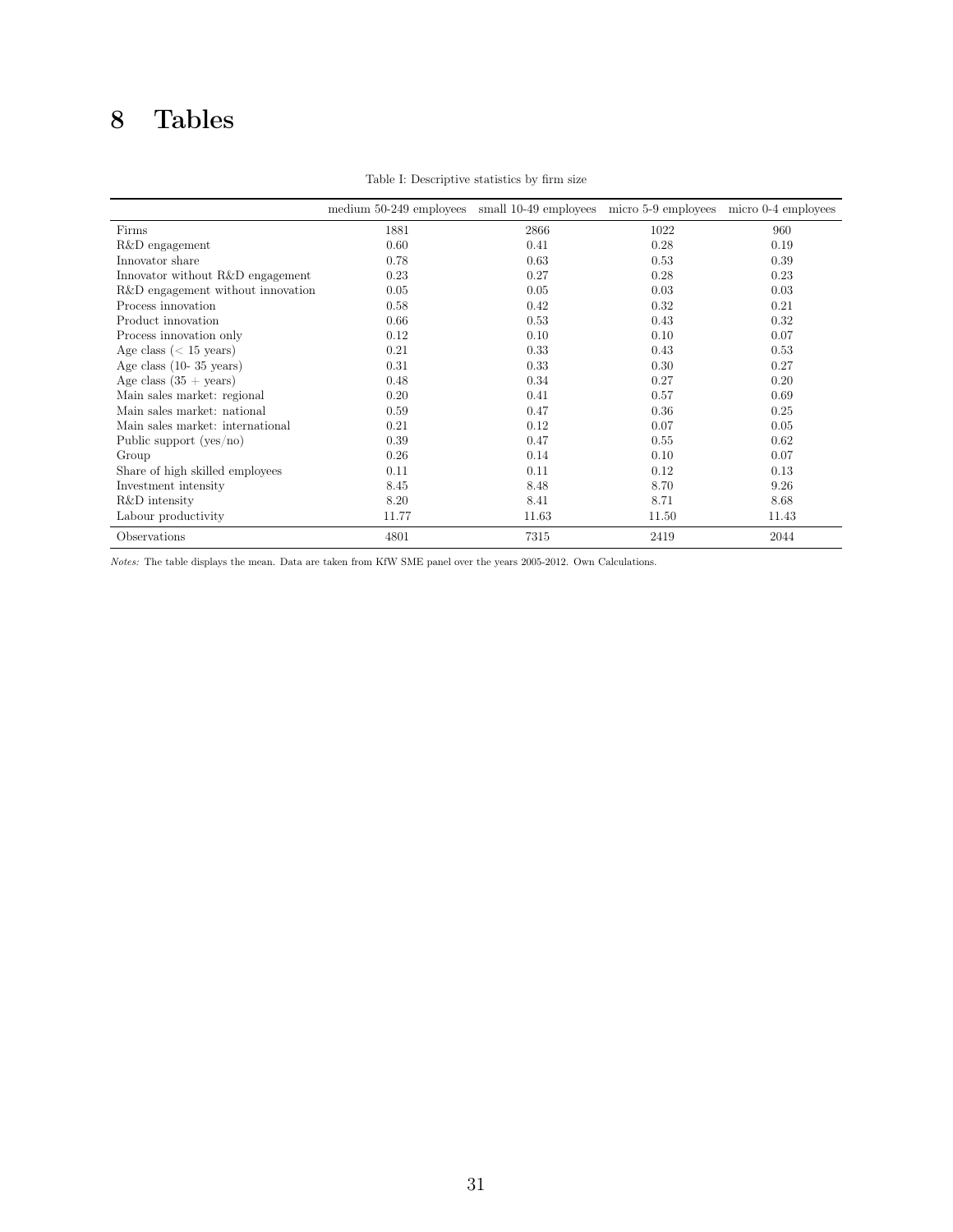# 8 Tables

Table I: Descriptive statistics by firm size

| | medium 50-249 employees | small 10-49 employees | micro 5-9 employees | micro 0-4 employees |
|---|---|---|---|---|
| Firms | 1881 | 2866 | 1022 | 960 |
| R&D engagement | 0.60 | 0.41 | 0.28 | 0.19 |
| Innovator share | 0.78 | 0.63 | 0.53 | 0.39 |
| Innovator without R&D engagement | 0.23 | 0.27 | 0.28 | 0.23 |
| R&D engagement without innovation | 0.05 | 0.05 | 0.03 | 0.03 |
| Process innovation | 0.58 | 0.42 | 0.32 | 0.21 |
| Product innovation | 0.66 | 0.53 | 0.43 | 0.32 |
| Process innovation only | 0.12 | 0.10 | 0.10 | 0.07 |
| Age class ($<$ 15 years) | 0.21 | 0.33 | 0.43 | 0.53 |
| Age class (10- 35 years) | 0.31 | 0.33 | 0.30 | 0.27 |
| Age class (35 + years) | 0.48 | 0.34 | 0.27 | 0.20 |
| Main sales market: regional | 0.20 | 0.41 | 0.57 | 0.69 |
| Main sales market: national | 0.59 | 0.47 | 0.36 | 0.25 |
| Main sales market: international | 0.21 | 0.12 | 0.07 | 0.05 |
| Public support (yes/no) | 0.39 | 0.47 | 0.55 | 0.62 |
| Group | 0.26 | 0.14 | 0.10 | 0.07 |
| Share of high skilled employees | 0.11 | 0.11 | 0.12 | 0.13 |
| Investment intensity | 8.45 | 8.48 | 8.70 | 9.26 |
| R&D intensity | 8.20 | 8.41 | 8.71 | 8.68 |
| Labour productivity | 11.77 | 11.63 | 11.50 | 11.43 |
| Observations | 4801 | 7315 | 2419 | 2044 |

*Notes:* The table displays the mean. Data are taken from KfW SME panel over the years 2005-2012. Own Calculations.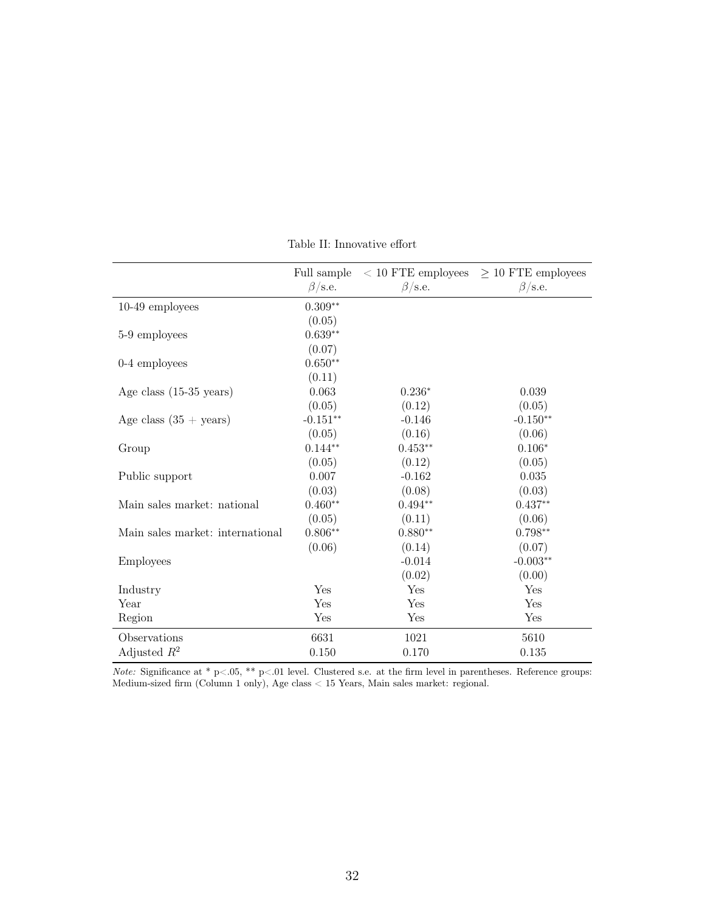Table II: Innovative effort

| | Full sample | $<$ 10 FTE employees | $\geq$ 10 FTE employees |
|---|---|---|---|
| | $\beta$/s.e. | $\beta$/s.e. | $\beta$/s.e. |
| 10-49 employees | 0.309** | | |
| | (0.05) | | |
| 5-9 employees | 0.639** | | |
| | (0.07) | | |
| 0-4 employees | 0.650** | | |
| | (0.11) | | |
| Age class (15-35 years) | 0.063 | 0.236* | 0.039 |
| | (0.05) | (0.12) | (0.05) |
| Age class (35 + years) | -0.151** | -0.146 | -0.150** |
| | (0.05) | (0.16) | (0.06) |
| Group | 0.144** | 0.453** | 0.106* |
| | (0.05) | (0.12) | (0.05) |
| Public support | 0.007 | -0.162 | 0.035 |
| | (0.03) | (0.08) | (0.03) |
| Main sales market: national | 0.460** | 0.494** | 0.437** |
| | (0.05) | (0.11) | (0.06) |
| Main sales market: international | 0.806** | 0.880** | 0.798** |
| | (0.06) | (0.14) | (0.07) |
| Employees | | -0.014 | -0.003** |
| | | (0.02) | (0.00) |
| Industry | Yes | Yes | Yes |
| Year | Yes | Yes | Yes |
| Region | Yes | Yes | Yes |
| Observations | 6631 | 1021 | 5610 |
| Adjusted $R^2$ | 0.150 | 0.170 | 0.135 |

*Note:* Significance at * p<.05, ** p<.01 level. Clustered s.e. at the firm level in parentheses. Reference groups: Medium-sized firm (Column 1 only), Age class < 15 Years, Main sales market: regional.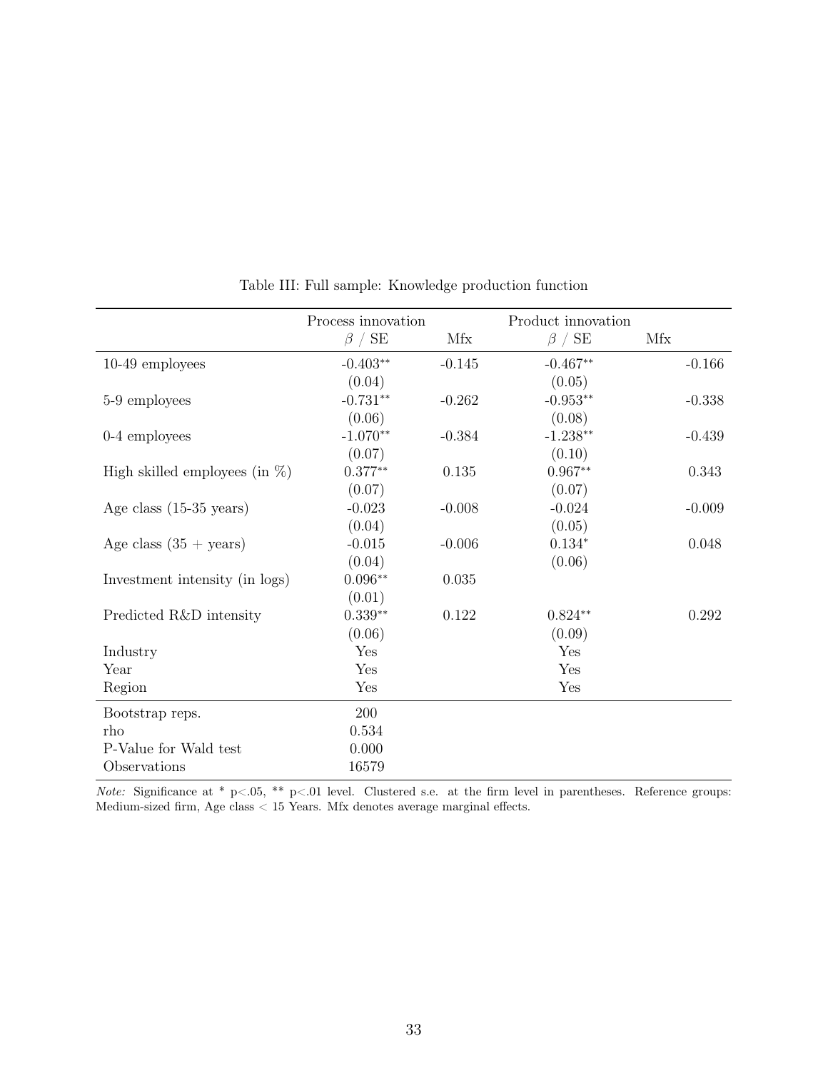Table III: Full sample: Knowledge production function

| | Process innovation | | Product innovation | |
|---|---|---|---|---|
| | $\beta$ / SE | Mfx | $\beta$ / SE | Mfx |
| 10-49 employees | -0.403** | -0.145 | -0.467** | -0.166 |
| | (0.04) | | (0.05) | |
| 5-9 employees | -0.731** | -0.262 | -0.953** | -0.338 |
| | (0.06) | | (0.08) | |
| 0-4 employees | -1.070** | -0.384 | -1.238** | -0.439 |
| | (0.07) | | (0.10) | |
| High skilled employees (in %) | 0.377** | 0.135 | 0.967** | 0.343 |
| | (0.07) | | (0.07) | |
| Age class (15-35 years) | -0.023 | -0.008 | -0.024 | -0.009 |
| | (0.04) | | (0.05) | |
| Age class (35 + years) | -0.015 | -0.006 | 0.134* | 0.048 |
| | (0.04) | | (0.06) | |
| Investment intensity (in logs) | 0.096** | 0.035 | | |
| | (0.01) | | | |
| Predicted R&D intensity | 0.339** | 0.122 | 0.824** | 0.292 |
| | (0.06) | | (0.09) | |
| Industry | Yes | | Yes | |
| Year | Yes | | Yes | |
| Region | Yes | | Yes | |
| Bootstrap reps. | 200 | | | |
| rho | 0.534 | | | |
| P-Value for Wald test | 0.000 | | | |
| Observations | 16579 | | | |

*Note:* Significance at * p<.05, ** p<.01 level. Clustered s.e. at the firm level in parentheses. Reference groups: Medium-sized firm, Age class < 15 Years. Mfx denotes average marginal effects.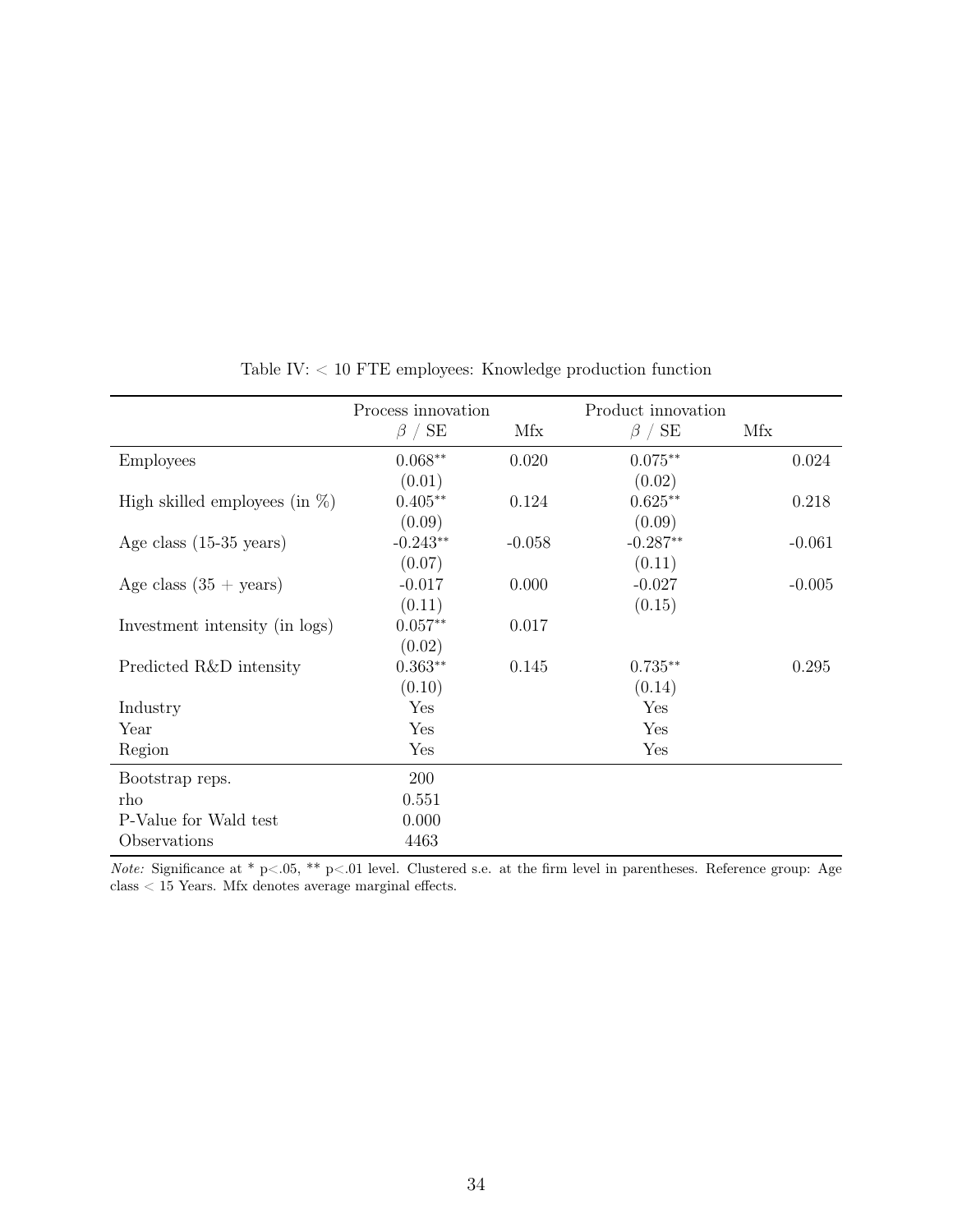Table IV: < 10 FTE employees: Knowledge production function

| | Process innovation | | Product innovation | |
|---|---|---|---|---|
| | $\beta$ / SE | Mfx | $\beta$ / SE | Mfx |
| Employees | $0.068^{**}$ | 0.020 | $0.075^{**}$ | 0.024 |
| | (0.01) | | (0.02) | |
| High skilled employees (in %) | $0.405^{**}$ | 0.124 | $0.625^{**}$ | 0.218 |
| | (0.09) | | (0.09) | |
| Age class (15-35 years) | $-0.243^{**}$ | -0.058 | $-0.287^{**}$ | -0.061 |
| | (0.07) | | (0.11) | |
| Age class (35 + years) | -0.017 | 0.000 | -0.027 | -0.005 |
| | (0.11) | | (0.15) | |
| Investment intensity (in logs) | $0.057^{**}$ | 0.017 | | |
| | (0.02) | | | |
| Predicted R&D intensity | $0.363^{**}$ | 0.145 | $0.735^{**}$ | 0.295 |
| | (0.10) | | (0.14) | |
| Industry | Yes | | Yes | |
| Year | Yes | | Yes | |
| Region | Yes | | Yes | |
| Bootstrap reps. | 200 | | | |
| rho | 0.551 | | | |
| P-Value for Wald test | 0.000 | | | |
| Observations | 4463 | | | |

*Note:* Significance at * p<.05, ** p<.01 level. Clustered s.e. at the firm level in parentheses. Reference group: Age class < 15 Years. Mfx denotes average marginal effects.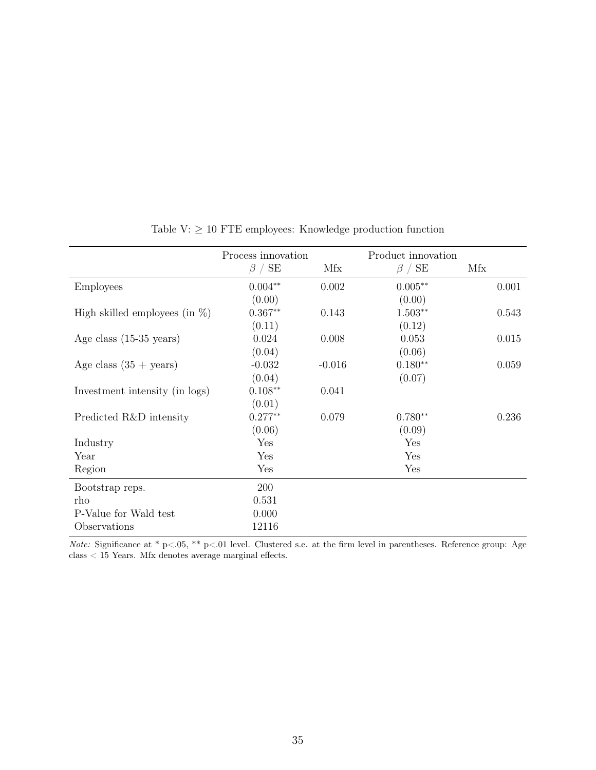Table V: $\geq$ 10 FTE employees: Knowledge production function

| | Process innovation | | Product innovation | |
|---|---|---|---|---|
| | $\beta$ / SE | Mfx | $\beta$ / SE | Mfx |
| Employees | 0.004** | 0.002 | 0.005** | 0.001 |
| | (0.00) | | (0.00) | |
| High skilled employees (in %) | 0.367** | 0.143 | 1.503** | 0.543 |
| | (0.11) | | (0.12) | |
| Age class (15-35 years) | 0.024 | 0.008 | 0.053 | 0.015 |
| | (0.04) | | (0.06) | |
| Age class (35 + years) | -0.032 | -0.016 | 0.180** | 0.059 |
| | (0.04) | | (0.07) | |
| Investment intensity (in logs) | 0.108** | 0.041 | | |
| | (0.01) | | | |
| Predicted R&D intensity | 0.277** | 0.079 | 0.780** | 0.236 |
| | (0.06) | | (0.09) | |
| Industry | Yes | | Yes | |
| Year | Yes | | Yes | |
| Region | Yes | | Yes | |
| Bootstrap reps. | 200 | | | |
| rho | 0.531 | | | |
| P-Value for Wald test | 0.000 | | | |
| Observations | 12116 | | | |

*Note:* Significance at * p<.05, ** p<.01 level. Clustered s.e. at the firm level in parentheses. Reference group: Age class < 15 Years. Mfx denotes average marginal effects.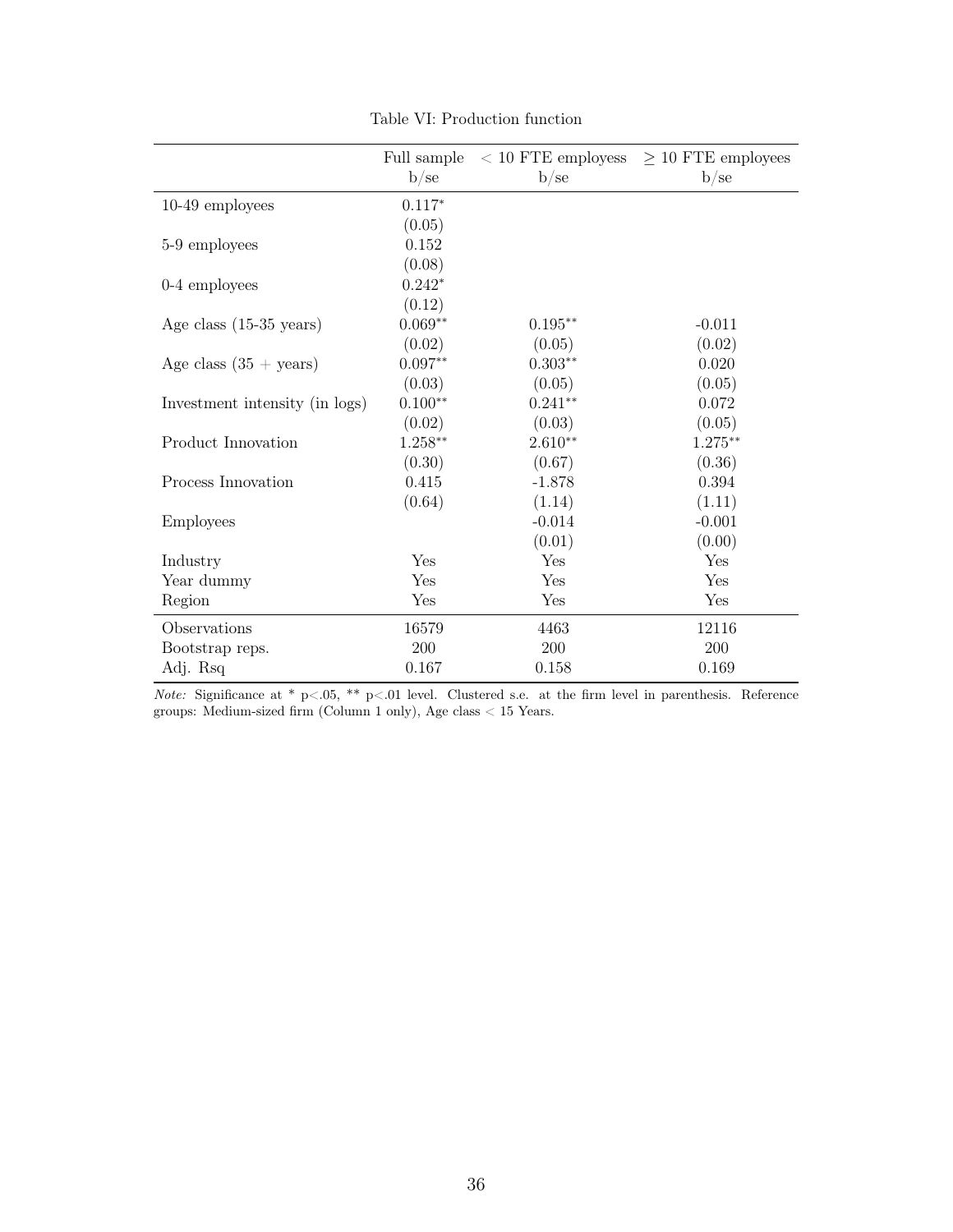Table VI: Production function

| | Full sample | < 10 FTE employess | ≥ 10 FTE employees |
|---|---|---|---|
| | b/se | b/se | b/se |
| 10-49 employees | 0.117* | | |
| | (0.05) | | |
| 5-9 employees | 0.152 | | |
| | (0.08) | | |
| 0-4 employees | 0.242* | | |
| | (0.12) | | |
| Age class (15-35 years) | 0.069** | 0.195** | -0.011 |
| | (0.02) | (0.05) | (0.02) |
| Age class (35 + years) | 0.097** | 0.303** | 0.020 |
| | (0.03) | (0.05) | (0.05) |
| Investment intensity (in logs) | 0.100** | 0.241** | 0.072 |
| | (0.02) | (0.03) | (0.05) |
| Product Innovation | 1.258** | 2.610** | 1.275** |
| | (0.30) | (0.67) | (0.36) |
| Process Innovation | 0.415 | -1.878 | 0.394 |
| | (0.64) | (1.14) | (1.11) |
| Employees | | -0.014 | -0.001 |
| | | (0.01) | (0.00) |
| Industry | Yes | Yes | Yes |
| Year dummy | Yes | Yes | Yes |
| Region | Yes | Yes | Yes |
| Observations | 16579 | 4463 | 12116 |
| Bootstrap reps. | 200 | 200 | 200 |
| Adj. Rsq | 0.167 | 0.158 | 0.169 |

*Note:* Significance at * p<.05, ** p<.01 level. Clustered s.e. at the firm level in parenthesis. Reference groups: Medium-sized firm (Column 1 only), Age class < 15 Years.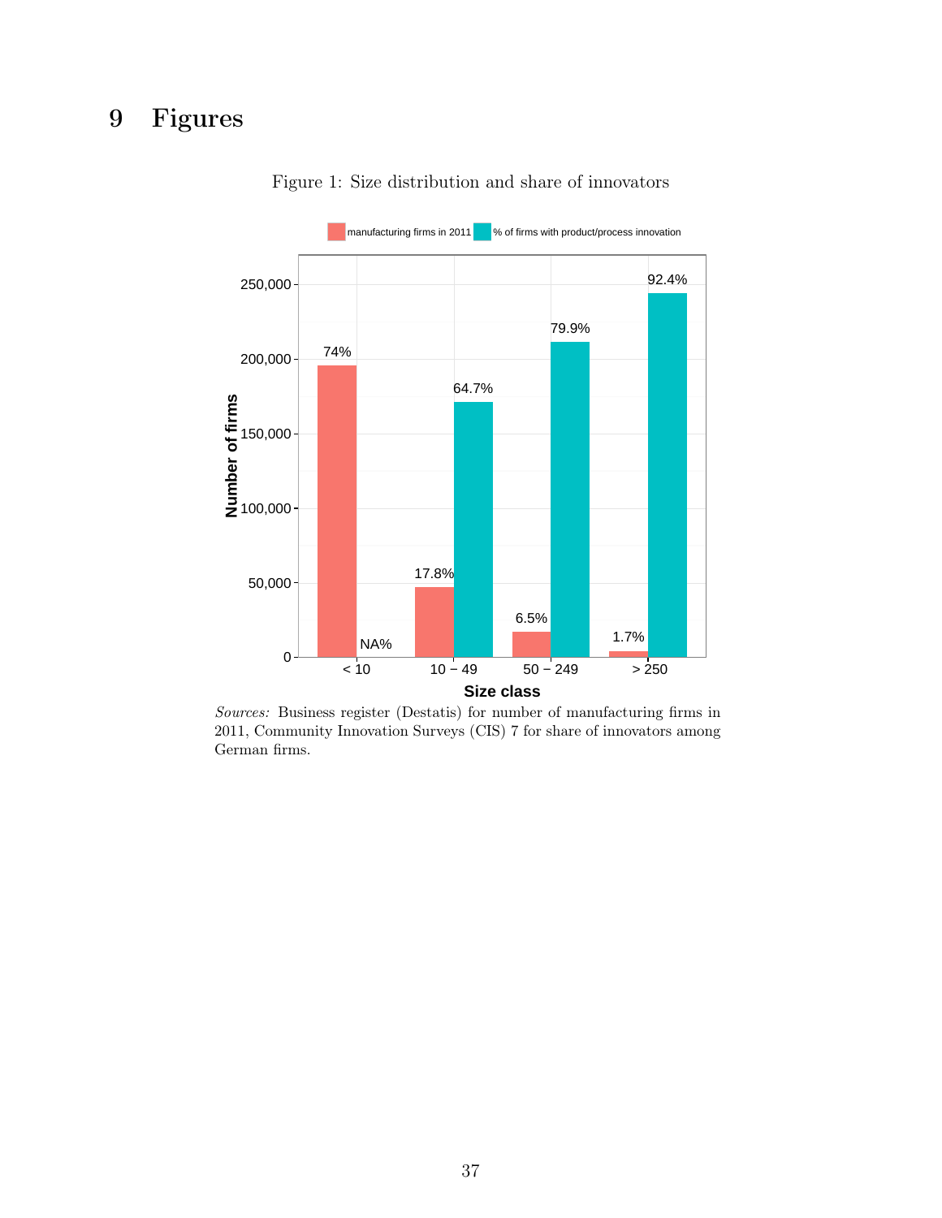# 9 Figures

Figure 1: Size distribution and share of innovators

*Sources:* Business register (Destatis) for number of manufacturing firms in 2011, Community Innovation Surveys (CIS) 7 for share of innovators among German firms.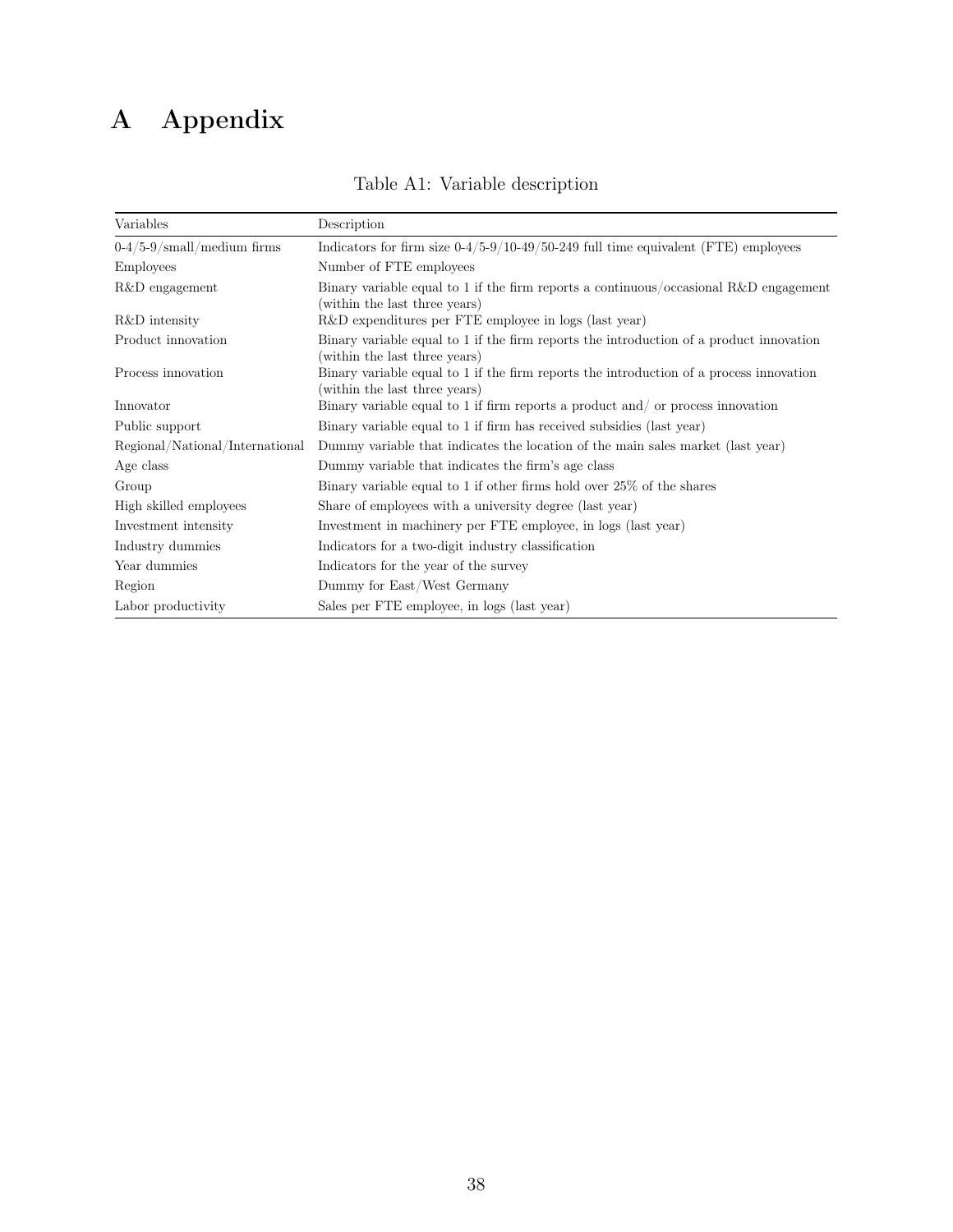# A Appendix

Table A1: Variable description

| Variables | Description |
|---|---|
| 0-4/5-9/small/medium firms | Indicators for firm size 0-4/5-9/10-49/50-249 full time equivalent (FTE) employees |
| Employees | Number of FTE employees |
| R&D engagement | Binary variable equal to 1 if the firm reports a continuous/occasional R&D engagement (within the last three years) |
| R&D intensity | R&D expenditures per FTE employee in logs (last year) |
| Product innovation | Binary variable equal to 1 if the firm reports the introduction of a product innovation (within the last three years) |
| Process innovation | Binary variable equal to 1 if the firm reports the introduction of a process innovation (within the last three years) |
| Innovator | Binary variable equal to 1 if firm reports a product and/ or process innovation |
| Public support | Binary variable equal to 1 if firm has received subsidies (last year) |
| Regional/National/International | Dummy variable that indicates the location of the main sales market (last year) |
| Age class | Dummy variable that indicates the firm's age class |
| Group | Binary variable equal to 1 if other firms hold over 25% of the shares |
| High skilled employees | Share of employees with a university degree (last year) |
| Investment intensity | Investment in machinery per FTE employee, in logs (last year) |
| Industry dummies | Indicators for a two-digit industry classification |
| Year dummies | Indicators for the year of the survey |
| Region | Dummy for East/West Germany |
| Labor productivity | Sales per FTE employee, in logs (last year) |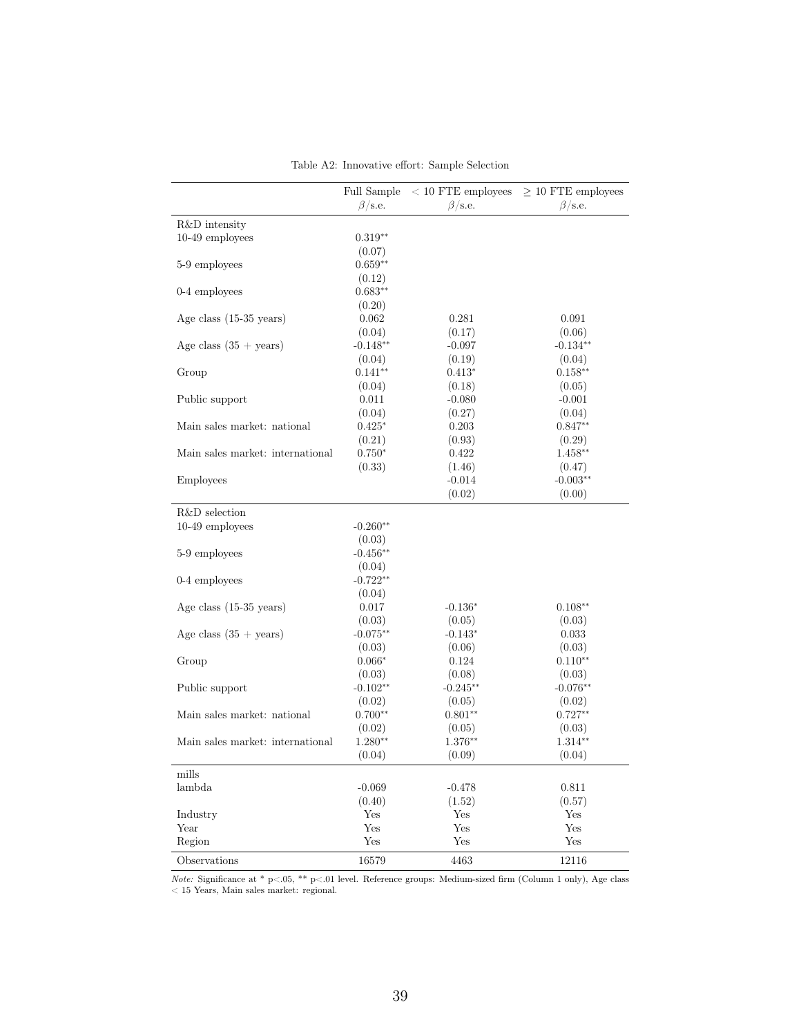Table A2: Innovative effort: Sample Selection

| | Full Sample | < 10 FTE employees | ≥ 10 FTE employees |
|---|---|---|---|
| | $\beta$/s.e. | $\beta$/s.e. | $\beta$/s.e. |
| R&D intensity | | | |
| 10-49 employees | 0.319** | | |
| | (0.07) | | |
| 5-9 employees | 0.659** | | |
| | (0.12) | | |
| 0-4 employees | 0.683** | | |
| | (0.20) | | |
| Age class (15-35 years) | 0.062 | 0.281 | 0.091 |
| | (0.04) | (0.17) | (0.06) |
| Age class (35 + years) | -0.148** | -0.097 | -0.134** |
| | (0.04) | (0.19) | (0.04) |
| Group | 0.141** | 0.413* | 0.158** |
| | (0.04) | (0.18) | (0.05) |
| Public support | 0.011 | -0.080 | -0.001 |
| | (0.04) | (0.27) | (0.04) |
| Main sales market: national | 0.425* | 0.203 | 0.847** |
| | (0.21) | (0.93) | (0.29) |
| Main sales market: international | 0.750* | 0.422 | 1.458** |
| | (0.33) | (1.46) | (0.47) |
| Employees | | -0.014 | -0.003** |
| | | (0.02) | (0.00) |
| R&D selection | | | |
| 10-49 employees | -0.260** | | |
| | (0.03) | | |
| 5-9 employees | -0.456** | | |
| | (0.04) | | |
| 0-4 employees | -0.722** | | |
| | (0.04) | | |
| Age class (15-35 years) | 0.017 | -0.136* | 0.108** |
| | (0.03) | (0.05) | (0.03) |
| Age class (35 + years) | -0.075** | -0.143* | 0.033 |
| | (0.03) | (0.06) | (0.03) |
| Group | 0.066* | 0.124 | 0.110** |
| | (0.03) | (0.08) | (0.03) |
| Public support | -0.102** | -0.245** | -0.076** |
| | (0.02) | (0.05) | (0.02) |
| Main sales market: national | 0.700** | 0.801** | 0.727** |
| | (0.02) | (0.05) | (0.03) |
| Main sales market: international | 1.280** | 1.376** | 1.314** |
| | (0.04) | (0.09) | (0.04) |
| mills | | | |
| lambda | -0.069 | -0.478 | 0.811 |
| | (0.40) | (1.52) | (0.57) |
| Industry | Yes | Yes | Yes |
| Year | Yes | Yes | Yes |
| Region | Yes | Yes | Yes |
| Observations | 16579 | 4463 | 12116 |

*Note:* Significance at * p<.05, ** p<.01 level. Reference groups: Medium-sized firm (Column 1 only), Age class < 15 Years, Main sales market: regional.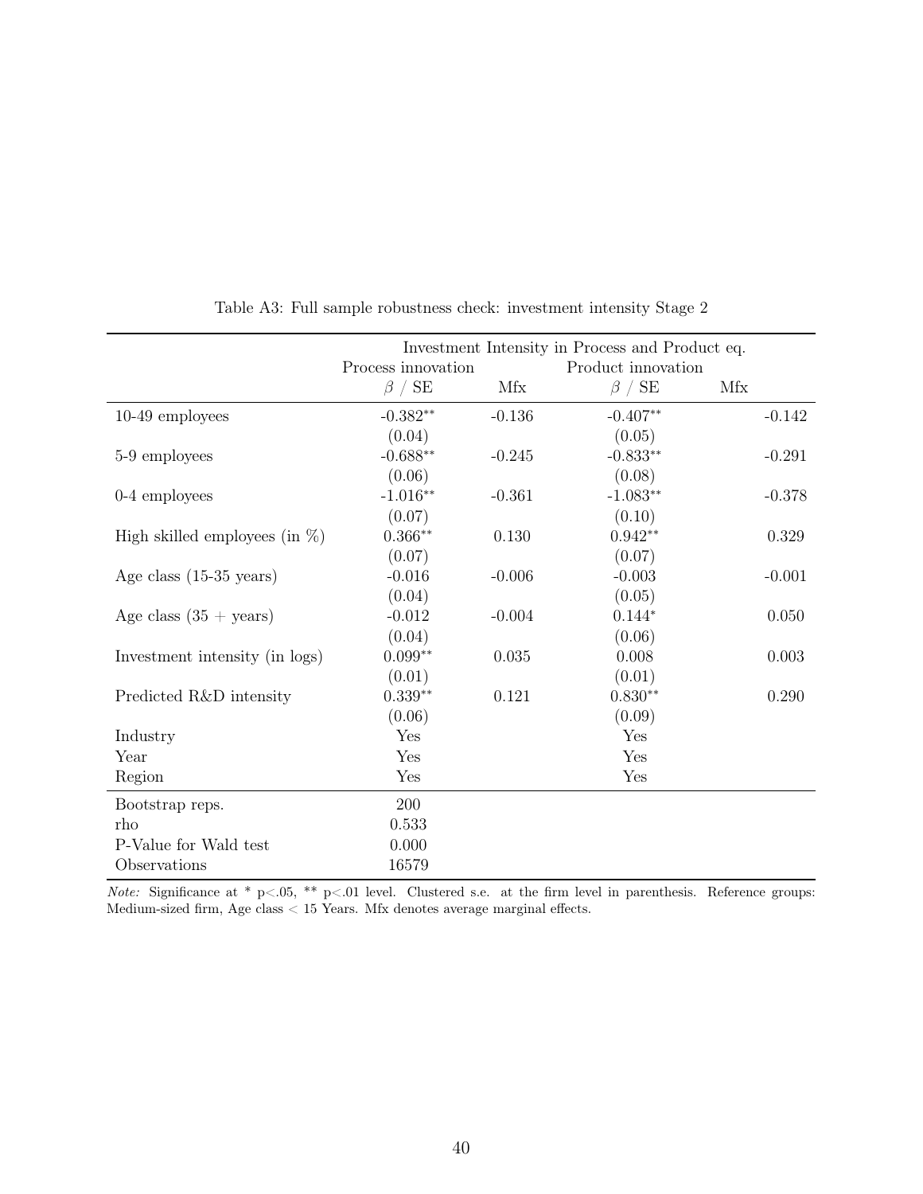Table A3: Full sample robustness check: investment intensity Stage 2

| | Investment Intensity in Process and Product eq. | | | |
|---|---|---|---|---|
| | Process innovation | | Product innovation | |
| | $\beta$ / SE | Mfx | $\beta$ / SE | Mfx |
| 10-49 employees | -0.382** | -0.136 | -0.407** | -0.142 |
| | (0.04) | | (0.05) | |
| 5-9 employees | -0.688** | -0.245 | -0.833** | -0.291 |
| | (0.06) | | (0.08) | |
| 0-4 employees | -1.016** | -0.361 | -1.083** | -0.378 |
| | (0.07) | | (0.10) | |
| High skilled employees (in %) | 0.366** | 0.130 | 0.942** | 0.329 |
| | (0.07) | | (0.07) | |
| Age class (15-35 years) | -0.016 | -0.006 | -0.003 | -0.001 |
| | (0.04) | | (0.05) | |
| Age class (35 + years) | -0.012 | -0.004 | 0.144* | 0.050 |
| | (0.04) | | (0.06) | |
| Investment intensity (in logs) | 0.099** | 0.035 | 0.008 | 0.003 |
| | (0.01) | | (0.01) | |
| Predicted R&D intensity | 0.339** | 0.121 | 0.830** | 0.290 |
| | (0.06) | | (0.09) | |
| Industry | Yes | | Yes | |
| Year | Yes | | Yes | |
| Region | Yes | | Yes | |
| Bootstrap reps. | 200 | | | |
| rho | 0.533 | | | |
| P-Value for Wald test | 0.000 | | | |
| Observations | 16579 | | | |

*Note:* Significance at * p<.05, ** p<.01 level. Clustered s.e. at the firm level in parenthesis. Reference groups: Medium-sized firm, Age class < 15 Years. Mfx denotes average marginal effects.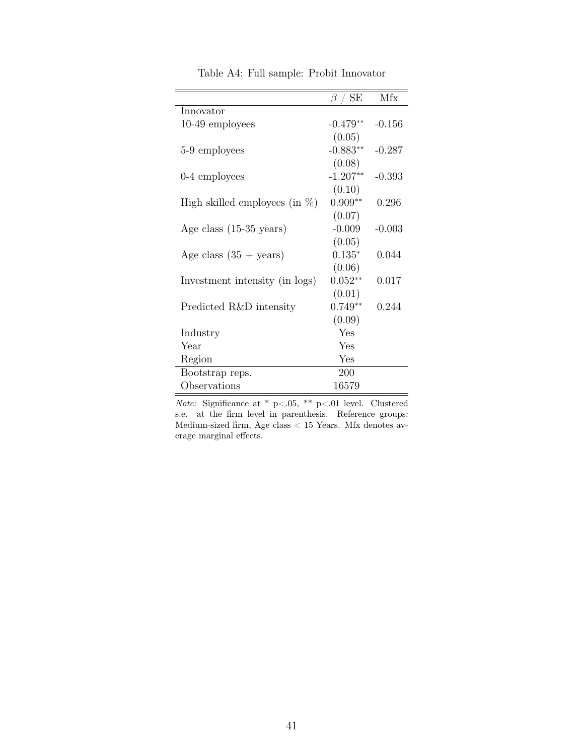Table A4: Full sample: Probit Innovator

| | $\beta$ / SE | Mfx |
|---|---|---|
| Innovator | | |
| 10-49 employees | -0.479** | -0.156 |
| | (0.05) | |
| 5-9 employees | -0.883** | -0.287 |
| | (0.08) | |
| 0-4 employees | -1.207** | -0.393 |
| | (0.10) | |
| High skilled employees (in %) | 0.909** | 0.296 |
| | (0.07) | |
| Age class (15-35 years) | -0.009 | -0.003 |
| | (0.05) | |
| Age class (35 + years) | 0.135* | 0.044 |
| | (0.06) | |
| Investment intensity (in logs) | 0.052** | 0.017 |
| | (0.01) | |
| Predicted R&D intensity | 0.749** | 0.244 |
| | (0.09) | |
| Industry | Yes | |
| Year | Yes | |
| Region | Yes | |
| Bootstrap reps. | 200 | |
| Observations | 16579 | |

*Note:* Significance at * p<.05, ** p<.01 level. Clustered s.e. at the firm level in parenthesis. Reference groups: Medium-sized firm, Age class < 15 Years. Mfx denotes average marginal effects.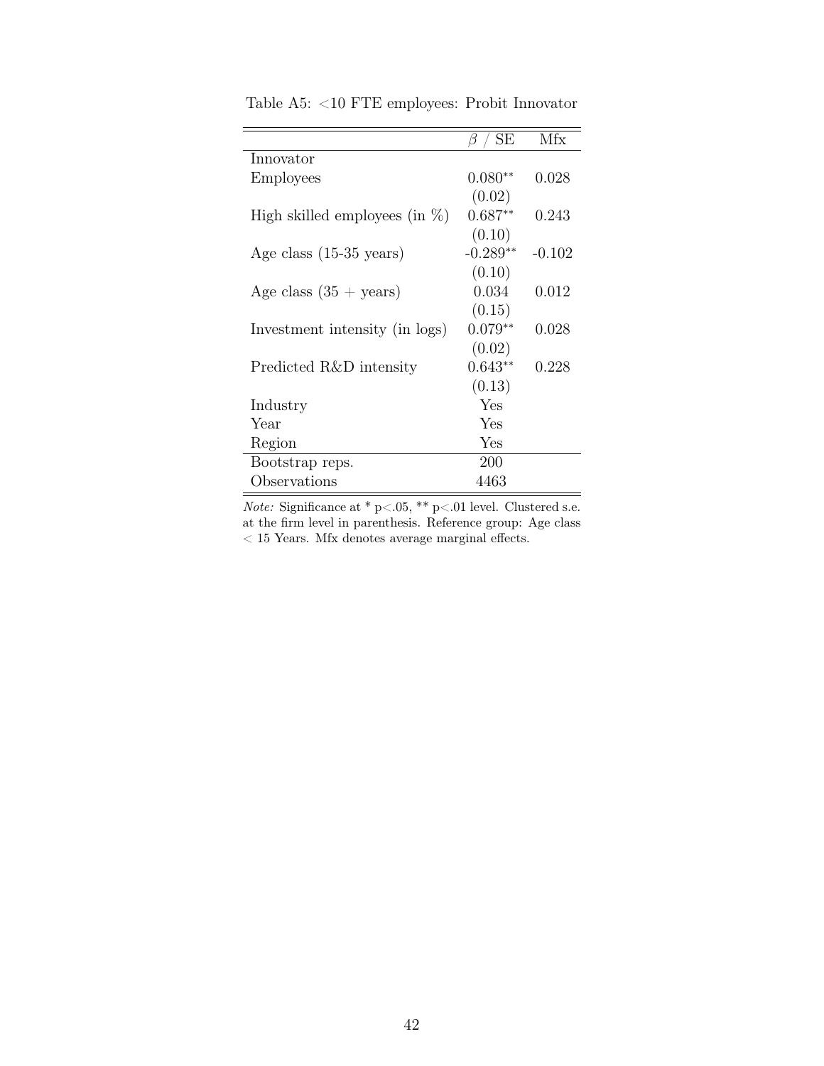Table A5: <10 FTE employees: Probit Innovator

| | $\beta$ / SE | Mfx |
|---|---|---|
| Innovator | | |
| Employees | 0.080** | 0.028 |
| | (0.02) | |
| High skilled employees (in %) | 0.687** | 0.243 |
| | (0.10) | |
| Age class (15-35 years) | -0.289** | -0.102 |
| | (0.10) | |
| Age class (35 + years) | 0.034 | 0.012 |
| | (0.15) | |
| Investment intensity (in logs) | 0.079** | 0.028 |
| | (0.02) | |
| Predicted R&D intensity | 0.643** | 0.228 |
| | (0.13) | |
| Industry | Yes | |
| Year | Yes | |
| Region | Yes | |
| Bootstrap reps. | 200 | |
| Observations | 4463 | |

*Note:* Significance at * p<.05, ** p<.01 level. Clustered s.e. at the firm level in parenthesis. Reference group: Age class < 15 Years. Mfx denotes average marginal effects.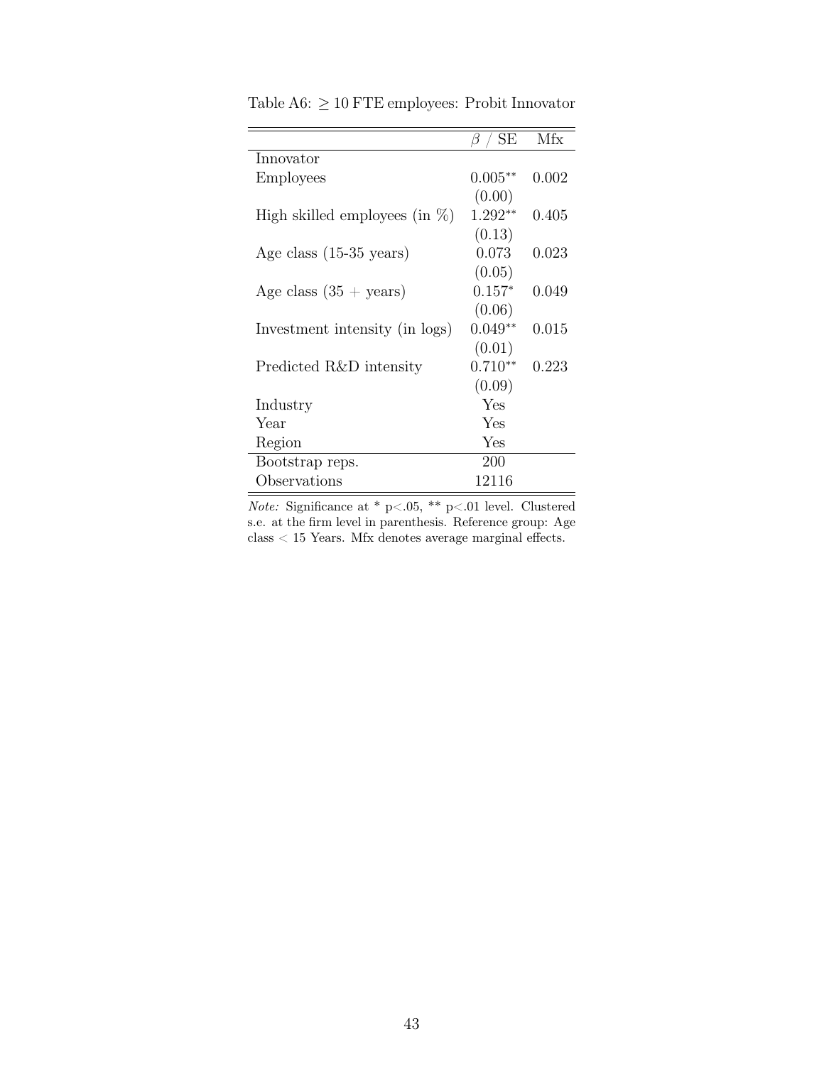Table A6: $\geq 10$ FTE employees: Probit Innovator

| | $\beta$ / SE | Mfx |
|---|---|---|
| Innovator | | |
| Employees | $0.005^{**}$ | 0.002 |
| | (0.00) | |
| High skilled employees (in %) | $1.292^{**}$ | 0.405 |
| | (0.13) | |
| Age class (15-35 years) | 0.073 | 0.023 |
| | (0.05) | |
| Age class (35 + years) | $0.157^{*}$ | 0.049 |
| | (0.06) | |
| Investment intensity (in logs) | $0.049^{**}$ | 0.015 |
| | (0.01) | |
| Predicted R&D intensity | $0.710^{**}$ | 0.223 |
| | (0.09) | |
| Industry | Yes | |
| Year | Yes | |
| Region | Yes | |
| Bootstrap reps. | 200 | |
| Observations | 12116 | |

*Note:* Significance at * p<.05, ** p<.01 level. Clustered s.e. at the firm level in parenthesis. Reference group: Age class < 15 Years. Mfx denotes average marginal effects.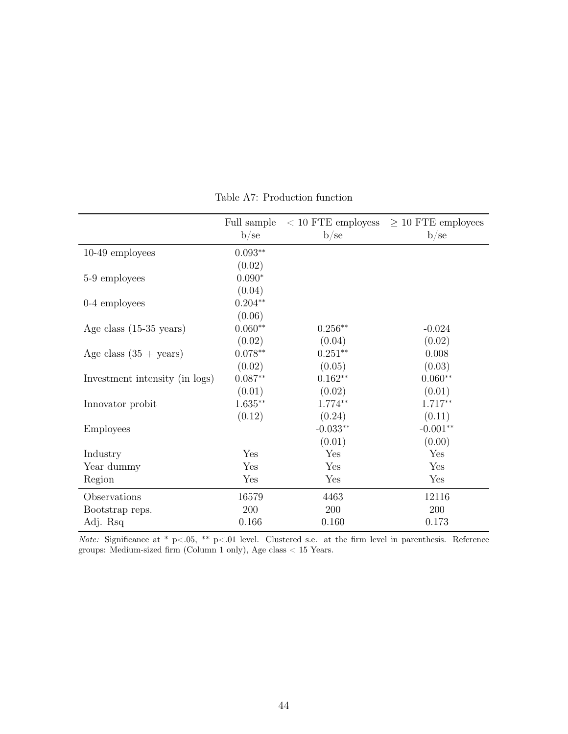Table A7: Production function

| | Full sample | $<$ 10 FTE employess | $\geq$ 10 FTE employees |
|---|---|---|---|
| | b/se | b/se | b/se |
| 10-49 employees | 0.093** | | |
| | (0.02) | | |
| 5-9 employees | 0.090* | | |
| | (0.04) | | |
| 0-4 employees | 0.204** | | |
| | (0.06) | | |
| Age class (15-35 years) | 0.060** | 0.256** | -0.024 |
| | (0.02) | (0.04) | (0.02) |
| Age class (35 + years) | 0.078** | 0.251** | 0.008 |
| | (0.02) | (0.05) | (0.03) |
| Investment intensity (in logs) | 0.087** | 0.162** | 0.060** |
| | (0.01) | (0.02) | (0.01) |
| Innovator probit | 1.635** | 1.774** | 1.717** |
| | (0.12) | (0.24) | (0.11) |
| Employees | | -0.033** | -0.001** |
| | | (0.01) | (0.00) |
| Industry | Yes | Yes | Yes |
| Year dummy | Yes | Yes | Yes |
| Region | Yes | Yes | Yes |
| Observations | 16579 | 4463 | 12116 |
| Bootstrap reps. | 200 | 200 | 200 |
| Adj. Rsq | 0.166 | 0.160 | 0.173 |

*Note:* Significance at * p<.05, ** p<.01 level. Clustered s.e. at the firm level in parenthesis. Reference groups: Medium-sized firm (Column 1 only), Age class $<$ 15 Years.